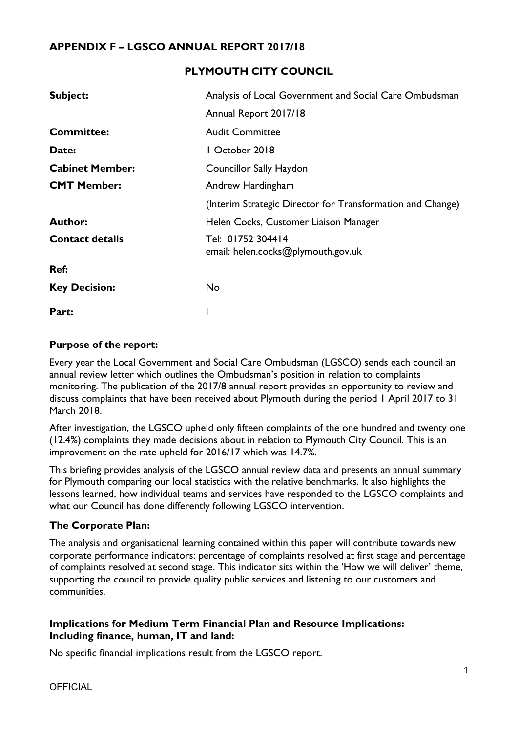**APPENDIX F – LGSCO ANNUAL REPORT 2017/18**

**PLYMOUTH CITY COUNCIL**

| | |
|---|---|
| **Subject:** | Analysis of Local Government and Social Care Ombudsman Annual Report 2017/18 |
| **Committee:** | Audit Committee |
| **Date:** | 1 October 2018 |
| **Cabinet Member:** | Councillor Sally Haydon |
| **CMT Member:** | Andrew Hardingham (Interim Strategic Director for Transformation and Change) |
| **Author:** | Helen Cocks, Customer Liaison Manager |
| **Contact details** | Tel: 01752 304414<br>email: helen.cocks@plymouth.gov.uk |
| **Ref:** | |
| **Key Decision:** | No |
| **Part:** | I |

**Purpose of the report:**

Every year the Local Government and Social Care Ombudsman (LGSCO) sends each council an annual review letter which outlines the Ombudsman's position in relation to complaints monitoring. The publication of the 2017/8 annual report provides an opportunity to review and discuss complaints that have been received about Plymouth during the period 1 April 2017 to 31 March 2018.

After investigation, the LGSCO upheld only fifteen complaints of the one hundred and twenty one (12.4%) complaints they made decisions about in relation to Plymouth City Council. This is an improvement on the rate upheld for 2016/17 which was 14.7%.

This briefing provides analysis of the LGSCO annual review data and presents an annual summary for Plymouth comparing our local statistics with the relative benchmarks. It also highlights the lessons learned, how individual teams and services have responded to the LGSCO complaints and what our Council has done differently following LGSCO intervention.

**The Corporate Plan:**

The analysis and organisational learning contained within this paper will contribute towards new corporate performance indicators: percentage of complaints resolved at first stage and percentage of complaints resolved at second stage. This indicator sits within the 'How we will deliver' theme, supporting the council to provide quality public services and listening to our customers and communities.

**Implications for Medium Term Financial Plan and Resource Implications: Including finance, human, IT and land:**

No specific financial implications result from the LGSCO report.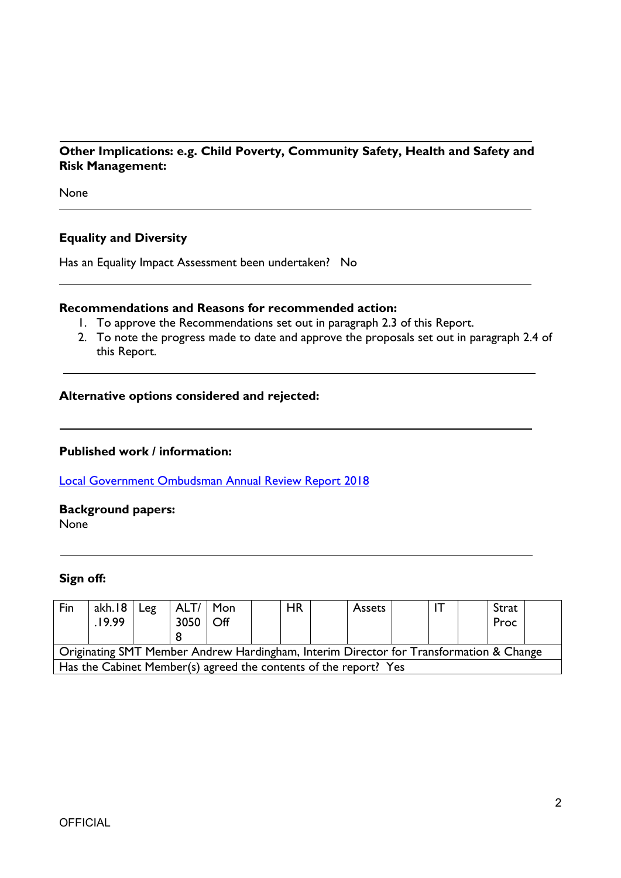**Other Implications: e.g. Child Poverty, Community Safety, Health and Safety and Risk Management:**

None

**Equality and Diversity**

Has an Equality Impact Assessment been undertaken? No

**Recommendations and Reasons for recommended action:**

1. To approve the Recommendations set out in paragraph 2.3 of this Report.
2. To note the progress made to date and approve the proposals set out in paragraph 2.4 of this Report.

**Alternative options considered and rejected:**

**Published work / information:**

[Local Government Ombudsman Annual Review Report 2018]

**Background papers:**
None

**Sign off:**

| Fin | akh.18.19.99 | Leg | ALT/30508 | Mon Off | | HR | | Assets | | IT | | Strat Proc | |
|---|---|---|---|---|---|---|---|---|---|---|---|---|---|
| Originating SMT Member Andrew Hardingham, Interim Director for Transformation & Change | | | | | | | | | | | | | |
| Has the Cabinet Member(s) agreed the contents of the report? Yes | | | | | | | | | | | | | |

OFFICIAL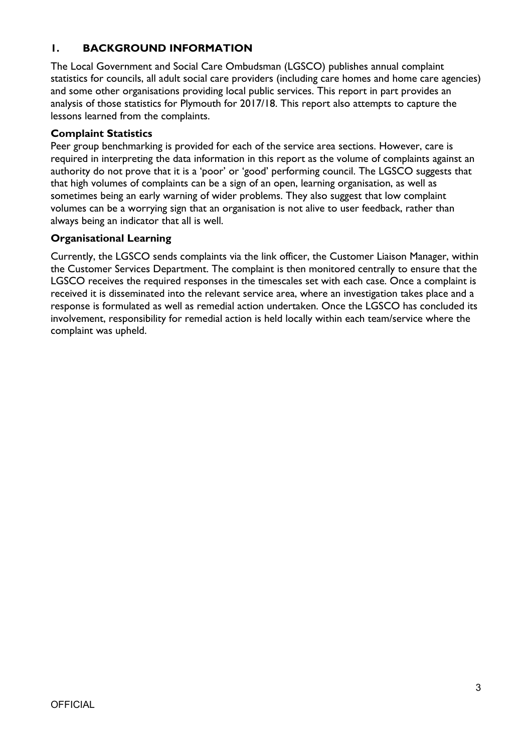## 1. BACKGROUND INFORMATION

The Local Government and Social Care Ombudsman (LGSCO) publishes annual complaint statistics for councils, all adult social care providers (including care homes and home care agencies) and some other organisations providing local public services. This report in part provides an analysis of those statistics for Plymouth for 2017/18. This report also attempts to capture the lessons learned from the complaints.

### Complaint Statistics

Peer group benchmarking is provided for each of the service area sections. However, care is required in interpreting the data information in this report as the volume of complaints against an authority do not prove that it is a 'poor' or 'good' performing council. The LGSCO suggests that that high volumes of complaints can be a sign of an open, learning organisation, as well as sometimes being an early warning of wider problems. They also suggest that low complaint volumes can be a worrying sign that an organisation is not alive to user feedback, rather than always being an indicator that all is well.

### Organisational Learning

Currently, the LGSCO sends complaints via the link officer, the Customer Liaison Manager, within the Customer Services Department. The complaint is then monitored centrally to ensure that the LGSCO receives the required responses in the timescales set with each case. Once a complaint is received it is disseminated into the relevant service area, where an investigation takes place and a response is formulated as well as remedial action undertaken. Once the LGSCO has concluded its involvement, responsibility for remedial action is held locally within each team/service where the complaint was upheld.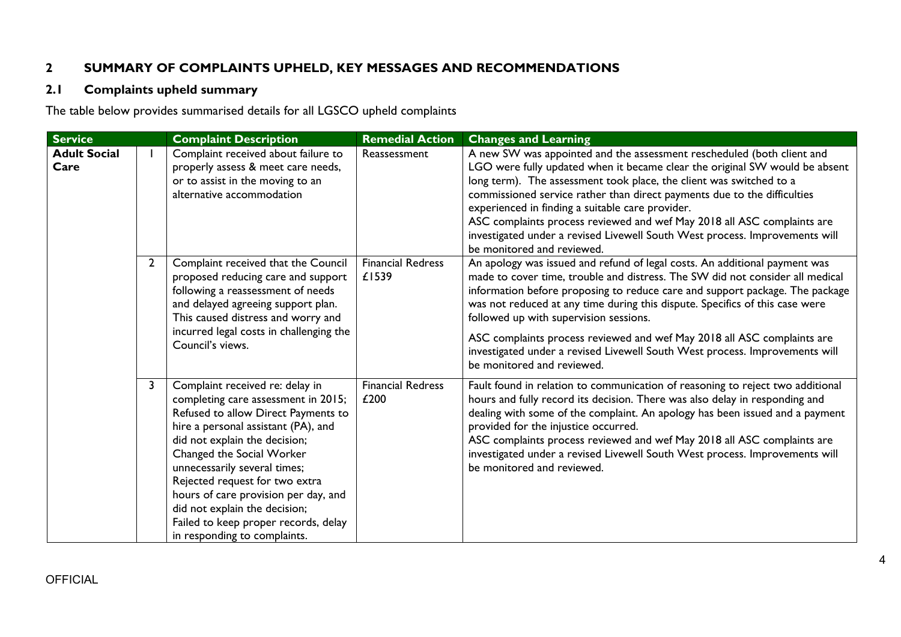## 2 SUMMARY OF COMPLAINTS UPHELD, KEY MESSAGES AND RECOMMENDATIONS

### 2.1 Complaints upheld summary

The table below provides summarised details for all LGSCO upheld complaints

| Service | | Complaint Description | Remedial Action | Changes and Learning |
|---|---|---|---|---|
| **Adult Social Care** | 1 | Complaint received about failure to properly assess & meet care needs, or to assist in the moving to an alternative accommodation | Reassessment | A new SW was appointed and the assessment rescheduled (both client and LGO were fully updated when it became clear the original SW would be absent long term). The assessment took place, the client was switched to a commissioned service rather than direct payments due to the difficulties experienced in finding a suitable care provider.<br>ASC complaints process reviewed and wef May 2018 all ASC complaints are investigated under a revised Livewell South West process. Improvements will be monitored and reviewed. |
| | 2 | Complaint received that the Council proposed reducing care and support following a reassessment of needs and delayed agreeing support plan. This caused distress and worry and incurred legal costs in challenging the Council's views. | Financial Redress £1539 | An apology was issued and refund of legal costs. An additional payment was made to cover time, trouble and distress. The SW did not consider all medical information before proposing to reduce care and support package. The package was not reduced at any time during this dispute. Specifics of this case were followed up with supervision sessions.<br><br>ASC complaints process reviewed and wef May 2018 all ASC complaints are investigated under a revised Livewell South West process. Improvements will be monitored and reviewed. |
| | 3 | Complaint received re: delay in completing care assessment in 2015; Refused to allow Direct Payments to hire a personal assistant (PA), and did not explain the decision; Changed the Social Worker unnecessarily several times; Rejected request for two extra hours of care provision per day, and did not explain the decision; Failed to keep proper records, delay in responding to complaints. | Financial Redress £200 | Fault found in relation to communication of reasoning to reject two additional hours and fully record its decision. There was also delay in responding and dealing with some of the complaint. An apology has been issued and a payment provided for the injustice occurred.<br>ASC complaints process reviewed and wef May 2018 all ASC complaints are investigated under a revised Livewell South West process. Improvements will be monitored and reviewed. |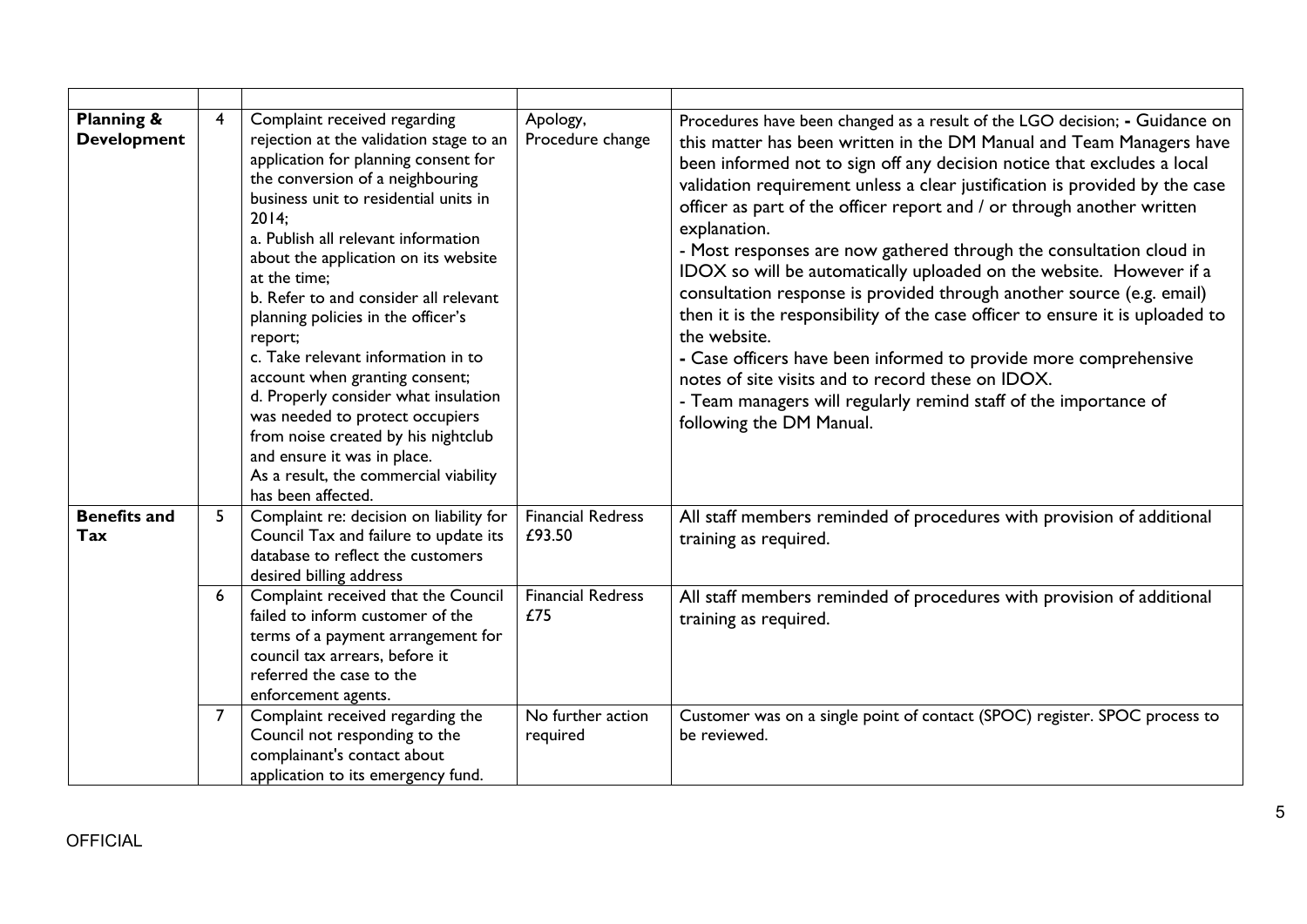| | | | | |
|---|---|---|---|---|
| **Planning & Development** | 4 | Complaint received regarding rejection at the validation stage to an application for planning consent for the conversion of a neighbouring business unit to residential units in 2014;<br>a. Publish all relevant information about the application on its website at the time;<br>b. Refer to and consider all relevant planning policies in the officer's report;<br>c. Take relevant information in to account when granting consent;<br>d. Properly consider what insulation was needed to protect occupiers from noise created by his nightclub and ensure it was in place.<br>As a result, the commercial viability has been affected. | Apology, Procedure change | Procedures have been changed as a result of the LGO decision; - Guidance on this matter has been written in the DM Manual and Team Managers have been informed not to sign off any decision notice that excludes a local validation requirement unless a clear justification is provided by the case officer as part of the officer report and / or through another written explanation.<br>- Most responses are now gathered through the consultation cloud in IDOX so will be automatically uploaded on the website. However if a consultation response is provided through another source (e.g. email) then it is the responsibility of the case officer to ensure it is uploaded to the website.<br>- Case officers have been informed to provide more comprehensive notes of site visits and to record these on IDOX.<br>- Team managers will regularly remind staff of the importance of following the DM Manual. |
| **Benefits and Tax** | 5 | Complaint re: decision on liability for Council Tax and failure to update its database to reflect the customers desired billing address | Financial Redress £93.50 | All staff members reminded of procedures with provision of additional training as required. |
| | 6 | Complaint received that the Council failed to inform customer of the terms of a payment arrangement for council tax arrears, before it referred the case to the enforcement agents. | Financial Redress £75 | All staff members reminded of procedures with provision of additional training as required. |
| | 7 | Complaint received regarding the Council not responding to the complainant's contact about application to its emergency fund. | No further action required | Customer was on a single point of contact (SPOC) register. SPOC process to be reviewed. |

OFFICIAL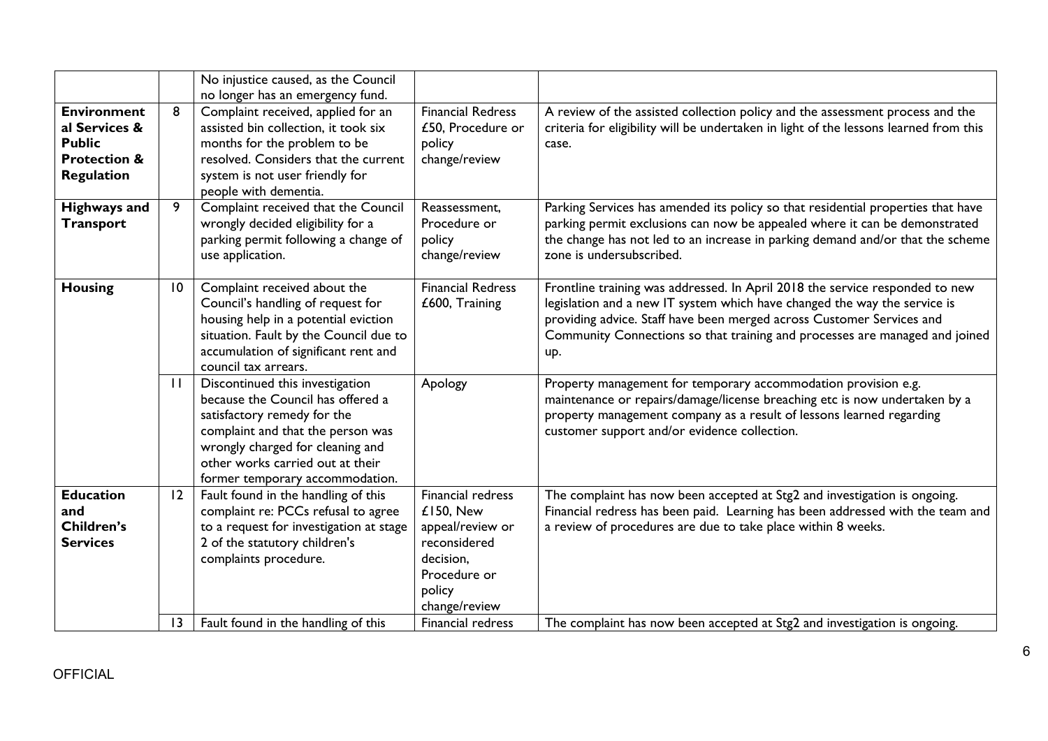| | | | | |
|---|---|---|---|---|
| | | No injustice caused, as the Council no longer has an emergency fund. | | |
| **Environmental Services & Public Protection & Regulation** | 8 | Complaint received, applied for an assisted bin collection, it took six months for the problem to be resolved. Considers that the current system is not user friendly for people with dementia. | Financial Redress £50, Procedure or policy change/review | A review of the assisted collection policy and the assessment process and the criteria for eligibility will be undertaken in light of the lessons learned from this case. |
| **Highways and Transport** | 9 | Complaint received that the Council wrongly decided eligibility for a parking permit following a change of use application. | Reassessment, Procedure or policy change/review | Parking Services has amended its policy so that residential properties that have parking permit exclusions can now be appealed where it can be demonstrated the change has not led to an increase in parking demand and/or that the scheme zone is undersubscribed. |
| **Housing** | 10 | Complaint received about the Council's handling of request for housing help in a potential eviction situation. Fault by the Council due to accumulation of significant rent and council tax arrears. | Financial Redress £600, Training | Frontline training was addressed. In April 2018 the service responded to new legislation and a new IT system which have changed the way the service is providing advice. Staff have been merged across Customer Services and Community Connections so that training and processes are managed and joined up. |
| | 11 | Discontinued this investigation because the Council has offered a satisfactory remedy for the complaint and that the person was wrongly charged for cleaning and other works carried out at their former temporary accommodation. | Apology | Property management for temporary accommodation provision e.g. maintenance or repairs/damage/license breaching etc is now undertaken by a property management company as a result of lessons learned regarding customer support and/or evidence collection. |
| **Education and Children's Services** | 12 | Fault found in the handling of this complaint re: PCCs refusal to agree to a request for investigation at stage 2 of the statutory children's complaints procedure. | Financial redress £150, New appeal/review or reconsidered decision, Procedure or policy change/review | The complaint has now been accepted at Stg2 and investigation is ongoing. Financial redress has been paid. Learning has been addressed with the team and a review of procedures are due to take place within 8 weeks. |
| | 13 | Fault found in the handling of this | Financial redress | The complaint has now been accepted at Stg2 and investigation is ongoing. |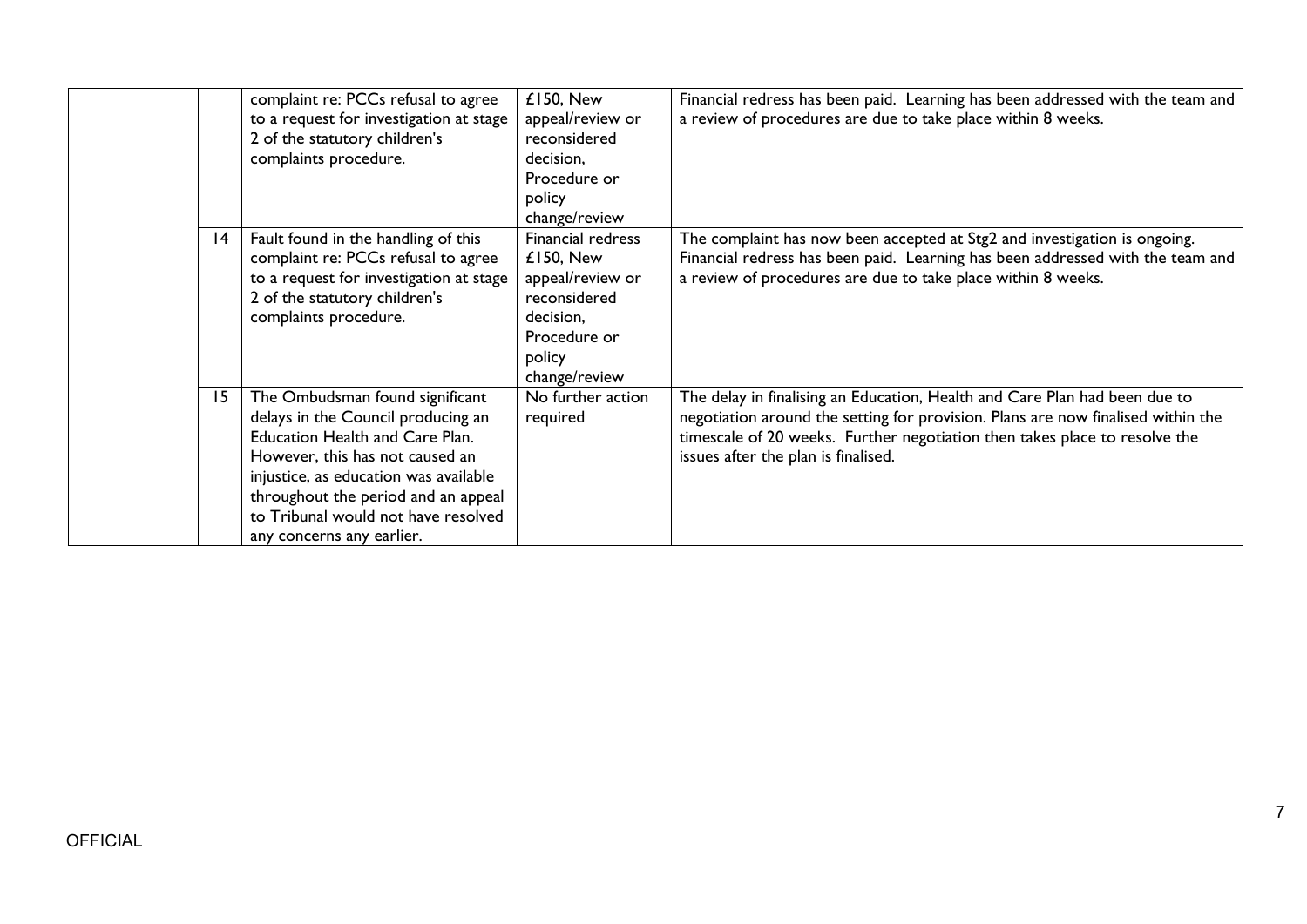| | | | | |
|---|---|---|---|---|
| | | complaint re: PCCs refusal to agree to a request for investigation at stage 2 of the statutory children's complaints procedure. | £150, New appeal/review or reconsidered decision, Procedure or policy change/review | Financial redress has been paid. Learning has been addressed with the team and a review of procedures are due to take place within 8 weeks. |
| | 14 | Fault found in the handling of this complaint re: PCCs refusal to agree to a request for investigation at stage 2 of the statutory children's complaints procedure. | Financial redress £150, New appeal/review or reconsidered decision, Procedure or policy change/review | The complaint has now been accepted at Stg2 and investigation is ongoing. Financial redress has been paid. Learning has been addressed with the team and a review of procedures are due to take place within 8 weeks. |
| | 15 | The Ombudsman found significant delays in the Council producing an Education Health and Care Plan. However, this has not caused an injustice, as education was available throughout the period and an appeal to Tribunal would not have resolved any concerns any earlier. | No further action required | The delay in finalising an Education, Health and Care Plan had been due to negotiation around the setting for provision. Plans are now finalised within the timescale of 20 weeks. Further negotiation then takes place to resolve the issues after the plan is finalised. |

OFFICIAL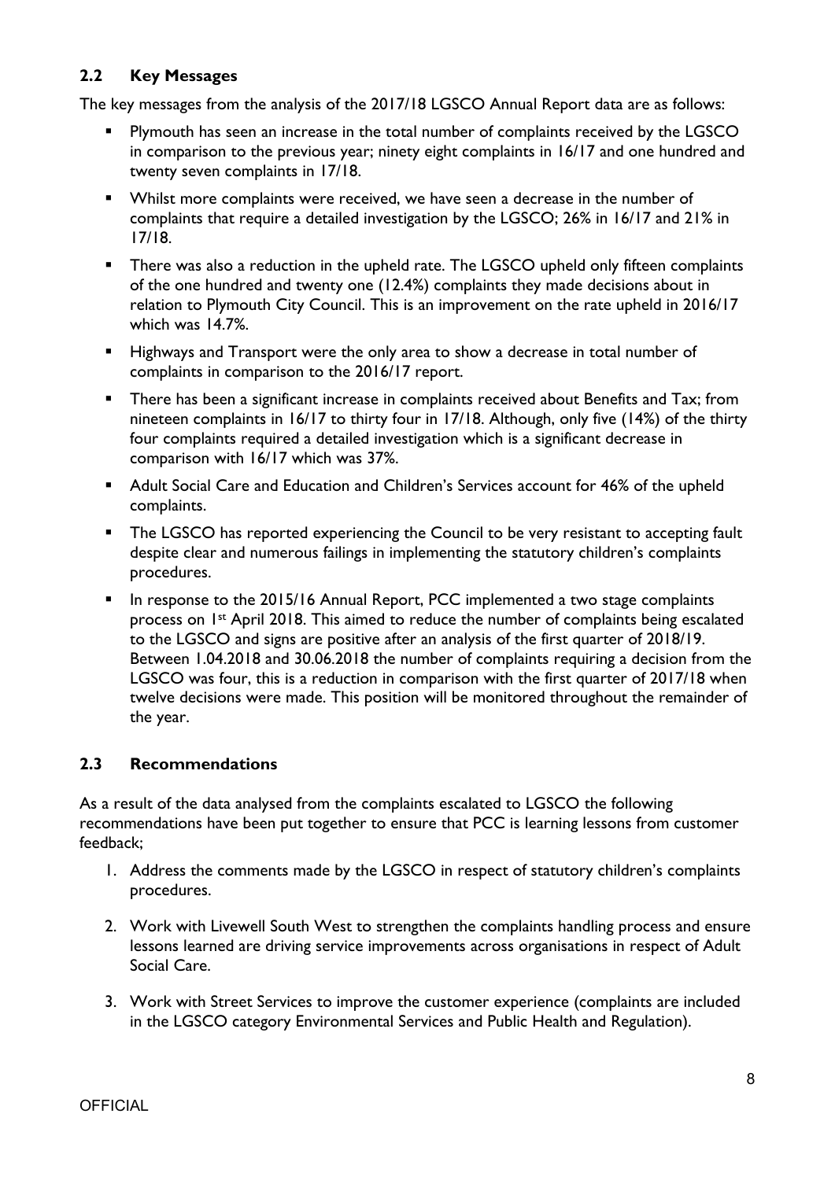## 2.2 Key Messages

The key messages from the analysis of the 2017/18 LGSCO Annual Report data are as follows:

- Plymouth has seen an increase in the total number of complaints received by the LGSCO in comparison to the previous year; ninety eight complaints in 16/17 and one hundred and twenty seven complaints in 17/18.
- Whilst more complaints were received, we have seen a decrease in the number of complaints that require a detailed investigation by the LGSCO; 26% in 16/17 and 21% in 17/18.
- There was also a reduction in the upheld rate. The LGSCO upheld only fifteen complaints of the one hundred and twenty one (12.4%) complaints they made decisions about in relation to Plymouth City Council. This is an improvement on the rate upheld in 2016/17 which was 14.7%.
- Highways and Transport were the only area to show a decrease in total number of complaints in comparison to the 2016/17 report.
- There has been a significant increase in complaints received about Benefits and Tax; from nineteen complaints in 16/17 to thirty four in 17/18. Although, only five (14%) of the thirty four complaints required a detailed investigation which is a significant decrease in comparison with 16/17 which was 37%.
- Adult Social Care and Education and Children's Services account for 46% of the upheld complaints.
- The LGSCO has reported experiencing the Council to be very resistant to accepting fault despite clear and numerous failings in implementing the statutory children's complaints procedures.
- In response to the 2015/16 Annual Report, PCC implemented a two stage complaints process on 1st April 2018. This aimed to reduce the number of complaints being escalated to the LGSCO and signs are positive after an analysis of the first quarter of 2018/19. Between 1.04.2018 and 30.06.2018 the number of complaints requiring a decision from the LGSCO was four, this is a reduction in comparison with the first quarter of 2017/18 when twelve decisions were made. This position will be monitored throughout the remainder of the year.

## 2.3 Recommendations

As a result of the data analysed from the complaints escalated to LGSCO the following recommendations have been put together to ensure that PCC is learning lessons from customer feedback;

1. Address the comments made by the LGSCO in respect of statutory children's complaints procedures.
2. Work with Livewell South West to strengthen the complaints handling process and ensure lessons learned are driving service improvements across organisations in respect of Adult Social Care.
3. Work with Street Services to improve the customer experience (complaints are included in the LGSCO category Environmental Services and Public Health and Regulation).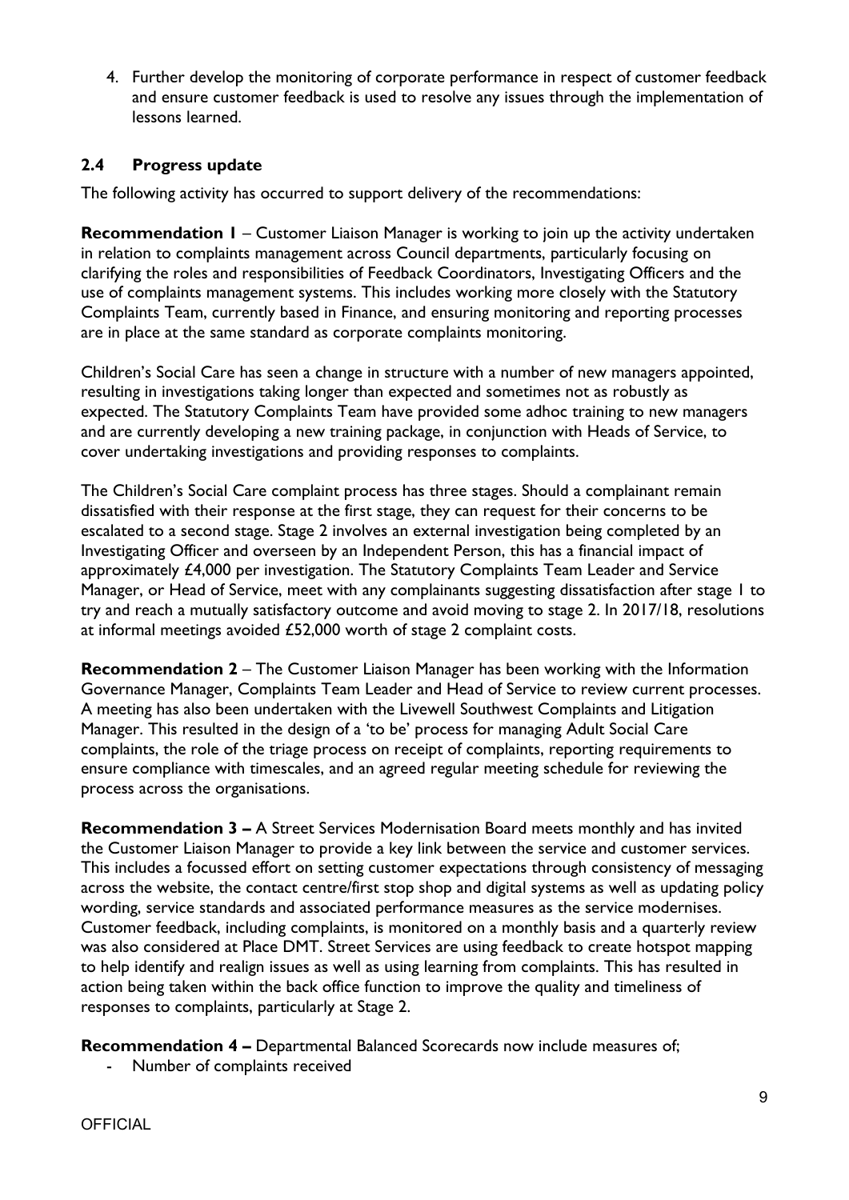4. Further develop the monitoring of corporate performance in respect of customer feedback and ensure customer feedback is used to resolve any issues through the implementation of lessons learned.

### 2.4 Progress update

The following activity has occurred to support delivery of the recommendations:

**Recommendation 1** – Customer Liaison Manager is working to join up the activity undertaken in relation to complaints management across Council departments, particularly focusing on clarifying the roles and responsibilities of Feedback Coordinators, Investigating Officers and the use of complaints management systems. This includes working more closely with the Statutory Complaints Team, currently based in Finance, and ensuring monitoring and reporting processes are in place at the same standard as corporate complaints monitoring.

Children's Social Care has seen a change in structure with a number of new managers appointed, resulting in investigations taking longer than expected and sometimes not as robustly as expected. The Statutory Complaints Team have provided some adhoc training to new managers and are currently developing a new training package, in conjunction with Heads of Service, to cover undertaking investigations and providing responses to complaints.

The Children's Social Care complaint process has three stages. Should a complainant remain dissatisfied with their response at the first stage, they can request for their concerns to be escalated to a second stage. Stage 2 involves an external investigation being completed by an Investigating Officer and overseen by an Independent Person, this has a financial impact of approximately £4,000 per investigation. The Statutory Complaints Team Leader and Service Manager, or Head of Service, meet with any complainants suggesting dissatisfaction after stage 1 to try and reach a mutually satisfactory outcome and avoid moving to stage 2. In 2017/18, resolutions at informal meetings avoided £52,000 worth of stage 2 complaint costs.

**Recommendation 2** – The Customer Liaison Manager has been working with the Information Governance Manager, Complaints Team Leader and Head of Service to review current processes. A meeting has also been undertaken with the Livewell Southwest Complaints and Litigation Manager. This resulted in the design of a 'to be' process for managing Adult Social Care complaints, the role of the triage process on receipt of complaints, reporting requirements to ensure compliance with timescales, and an agreed regular meeting schedule for reviewing the process across the organisations.

**Recommendation 3 –** A Street Services Modernisation Board meets monthly and has invited the Customer Liaison Manager to provide a key link between the service and customer services. This includes a focussed effort on setting customer expectations through consistency of messaging across the website, the contact centre/first stop shop and digital systems as well as updating policy wording, service standards and associated performance measures as the service modernises. Customer feedback, including complaints, is monitored on a monthly basis and a quarterly review was also considered at Place DMT. Street Services are using feedback to create hotspot mapping to help identify and realign issues as well as using learning from complaints. This has resulted in action being taken within the back office function to improve the quality and timeliness of responses to complaints, particularly at Stage 2.

**Recommendation 4 –** Departmental Balanced Scorecards now include measures of;

- Number of complaints received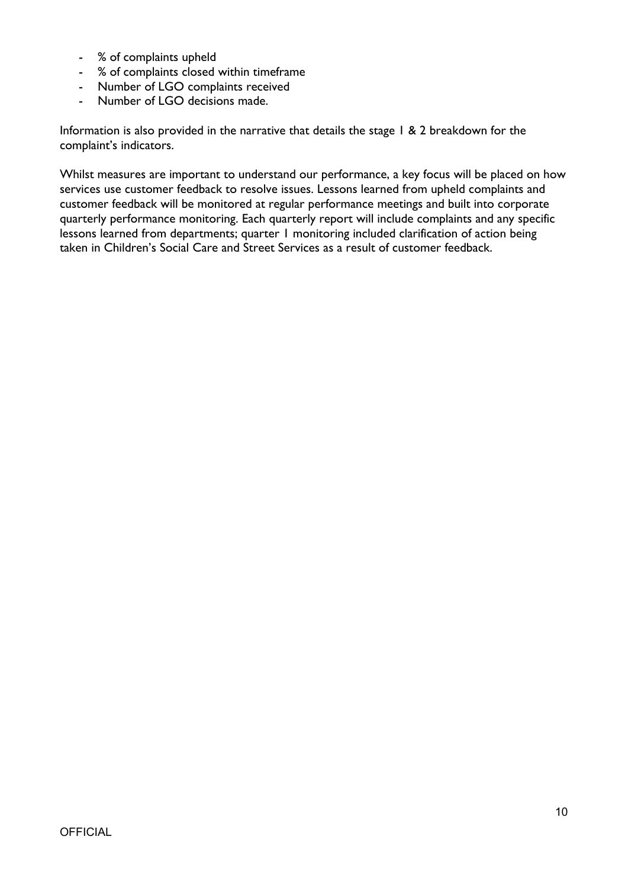- % of complaints upheld
- % of complaints closed within timeframe
- Number of LGO complaints received
- Number of LGO decisions made.

Information is also provided in the narrative that details the stage 1 & 2 breakdown for the complaint's indicators.

Whilst measures are important to understand our performance, a key focus will be placed on how services use customer feedback to resolve issues. Lessons learned from upheld complaints and customer feedback will be monitored at regular performance meetings and built into corporate quarterly performance monitoring. Each quarterly report will include complaints and any specific lessons learned from departments; quarter 1 monitoring included clarification of action being taken in Children's Social Care and Street Services as a result of customer feedback.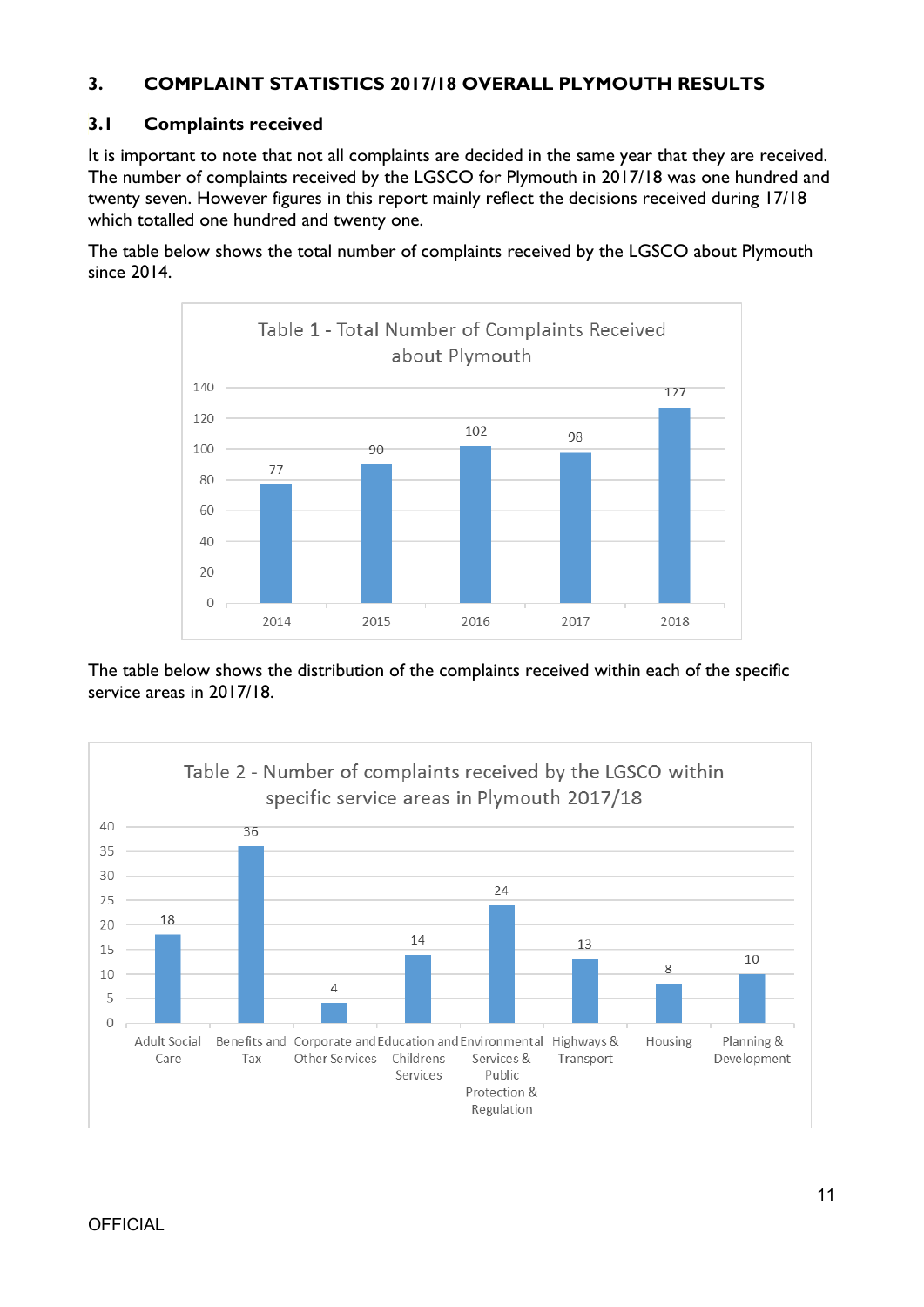## 3. COMPLAINT STATISTICS 2017/18 OVERALL PLYMOUTH RESULTS

### 3.1 Complaints received

It is important to note that not all complaints are decided in the same year that they are received. The number of complaints received by the LGSCO for Plymouth in 2017/18 was one hundred and twenty seven. However figures in this report mainly reflect the decisions received during 17/18 which totalled one hundred and twenty one.

The table below shows the total number of complaints received by the LGSCO about Plymouth since 2014.

**Table 1 - Total Number of Complaints Received about Plymouth**

| Year | Complaints |
|---|---|
| 2014 | 77 |
| 2015 | 90 |
| 2016 | 102 |
| 2017 | 98 |
| 2018 | 127 |

The table below shows the distribution of the complaints received within each of the specific service areas in 2017/18.

**Table 2 - Number of complaints received by the LGSCO within specific service areas in Plymouth 2017/18**

| Service area | Complaints |
|---|---|
| Adult Social Care | 18 |
| Benefits and Tax | 36 |
| Corporate and Other Services | 4 |
| Education and Childrens Services | 14 |
| Environmental Services & Public Protection & Regulation | 24 |
| Highways & Transport | 13 |
| Housing | 8 |
| Planning & Development | 10 |

OFFICIAL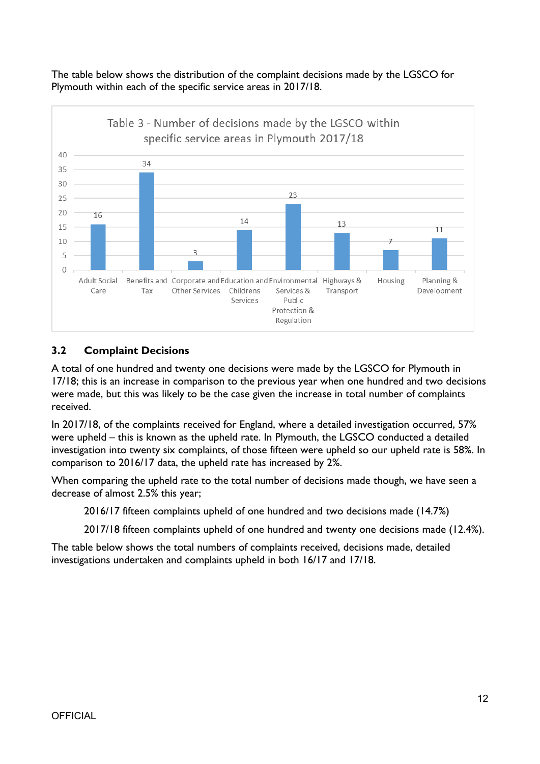The table below shows the distribution of the complaint decisions made by the LGSCO for Plymouth within each of the specific service areas in 2017/18.

Table 3 - Number of decisions made by the LGSCO within specific service areas in Plymouth 2017/18

| Service area | Number of decisions |
|---|---|
| Adult Social Care | 16 |
| Benefits and Tax | 34 |
| Corporate and Other Services | 3 |
| Education and Childrens Services | 14 |
| Environmental Services & Public Protection & Regulation | 23 |
| Highways & Transport | 13 |
| Housing | 7 |
| Planning & Development | 11 |

### 3.2 Complaint Decisions

A total of one hundred and twenty one decisions were made by the LGSCO for Plymouth in 17/18; this is an increase in comparison to the previous year when one hundred and two decisions were made, but this was likely to be the case given the increase in total number of complaints received.

In 2017/18, of the complaints received for England, where a detailed investigation occurred, 57% were upheld – this is known as the upheld rate. In Plymouth, the LGSCO conducted a detailed investigation into twenty six complaints, of those fifteen were upheld so our upheld rate is 58%. In comparison to 2016/17 data, the upheld rate has increased by 2%.

When comparing the upheld rate to the total number of decisions made though, we have seen a decrease of almost 2.5% this year;

2016/17 fifteen complaints upheld of one hundred and two decisions made (14.7%)

2017/18 fifteen complaints upheld of one hundred and twenty one decisions made (12.4%).

The table below shows the total numbers of complaints received, decisions made, detailed investigations undertaken and complaints upheld in both 16/17 and 17/18.

OFFICIAL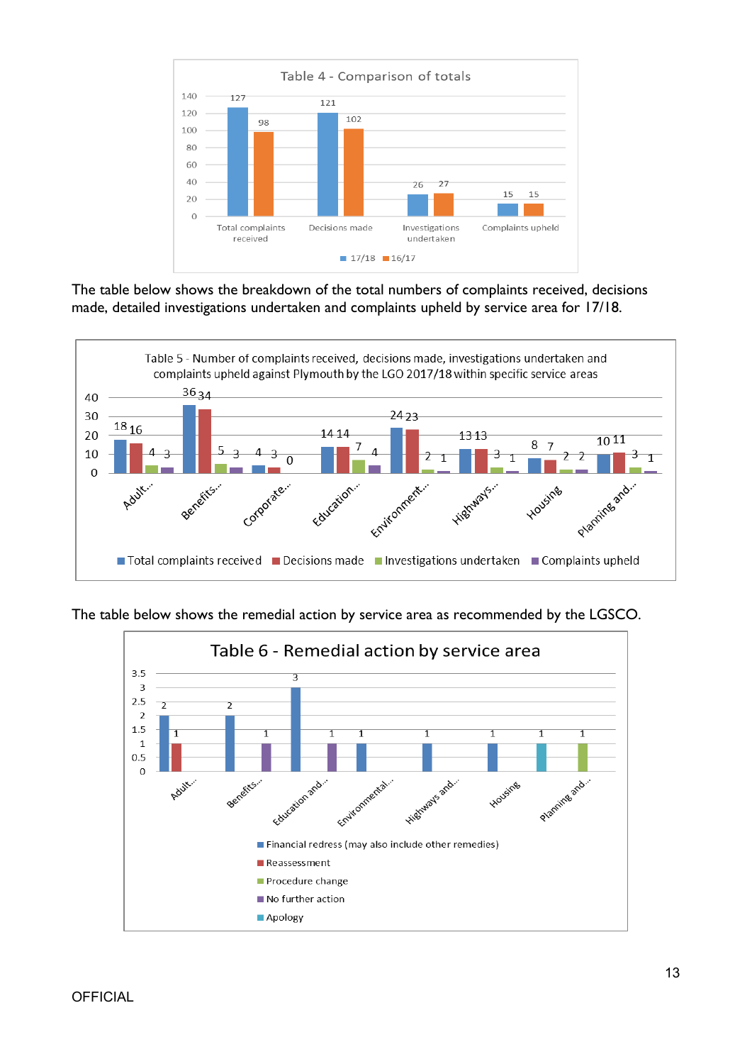**Table 4 - Comparison of totals**

| | 17/18 | 16/17 |
|---|---|---|
| Total complaints received | 127 | 98 |
| Decisions made | 121 | 102 |
| Investigations undertaken | 26 | 27 |
| Complaints upheld | 15 | 15 |

The table below shows the breakdown of the total numbers of complaints received, decisions made, detailed investigations undertaken and complaints upheld by service area for 17/18.

**Table 5 - Number of complaints received, decisions made, investigations undertaken and complaints upheld against Plymouth by the LGO 2017/18 within specific service areas**

| Service area | Total complaints received | Decisions made | Investigations undertaken | Complaints upheld |
|---|---|---|---|---|
| Adult... | 18 | 16 | 4 | 3 |
| Benefits... | 36 | 34 | 5 | 3 |
| Corporate... | 4 | 3 | 0 | |
| Education... | 14 | 14 | 7 | 4 |
| Environment... | 24 | 23 | 2 | 1 |
| Highways... | 13 | 13 | 3 | 1 |
| Housing | 8 | 7 | 2 | 2 |
| Planning and... | 10 | 11 | 3 | 1 |

The table below shows the remedial action by service area as recommended by the LGSCO.

**Table 6 - Remedial action by service area**

| Service area | Financial redress (may also include other remedies) | Reassessment | Procedure change | No further action | Apology |
|---|---|---|---|---|---|
| Adult... | 2 | 1 | | | |
| Benefits... | 2 | | | 1 | |
| Education and... | 3 | | | 1 | |
| Environmental... | 1 | | | | |
| Highways and... | 1 | | | | |
| Housing | 1 | | | | 1 |
| Planning and... | | | 1 | | |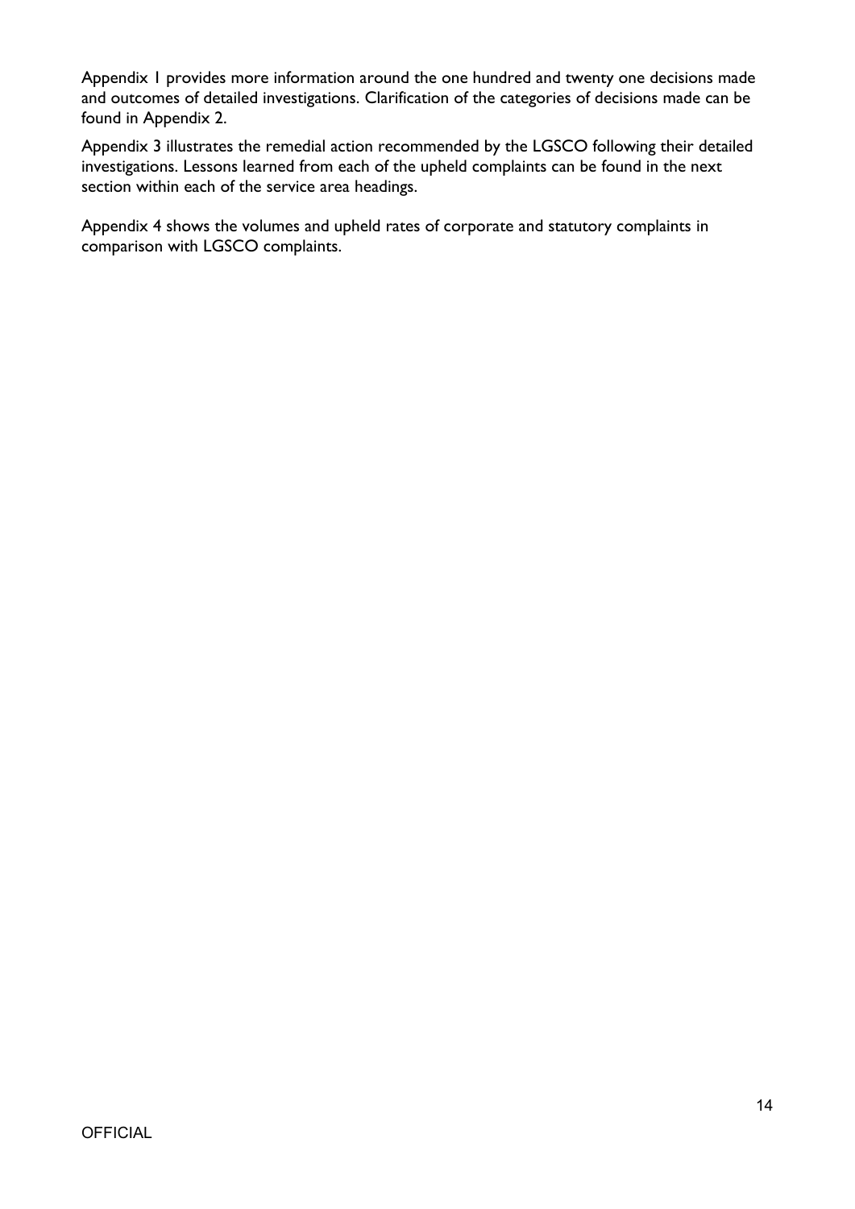Appendix 1 provides more information around the one hundred and twenty one decisions made and outcomes of detailed investigations. Clarification of the categories of decisions made can be found in Appendix 2.

Appendix 3 illustrates the remedial action recommended by the LGSCO following their detailed investigations. Lessons learned from each of the upheld complaints can be found in the next section within each of the service area headings.

Appendix 4 shows the volumes and upheld rates of corporate and statutory complaints in comparison with LGSCO complaints.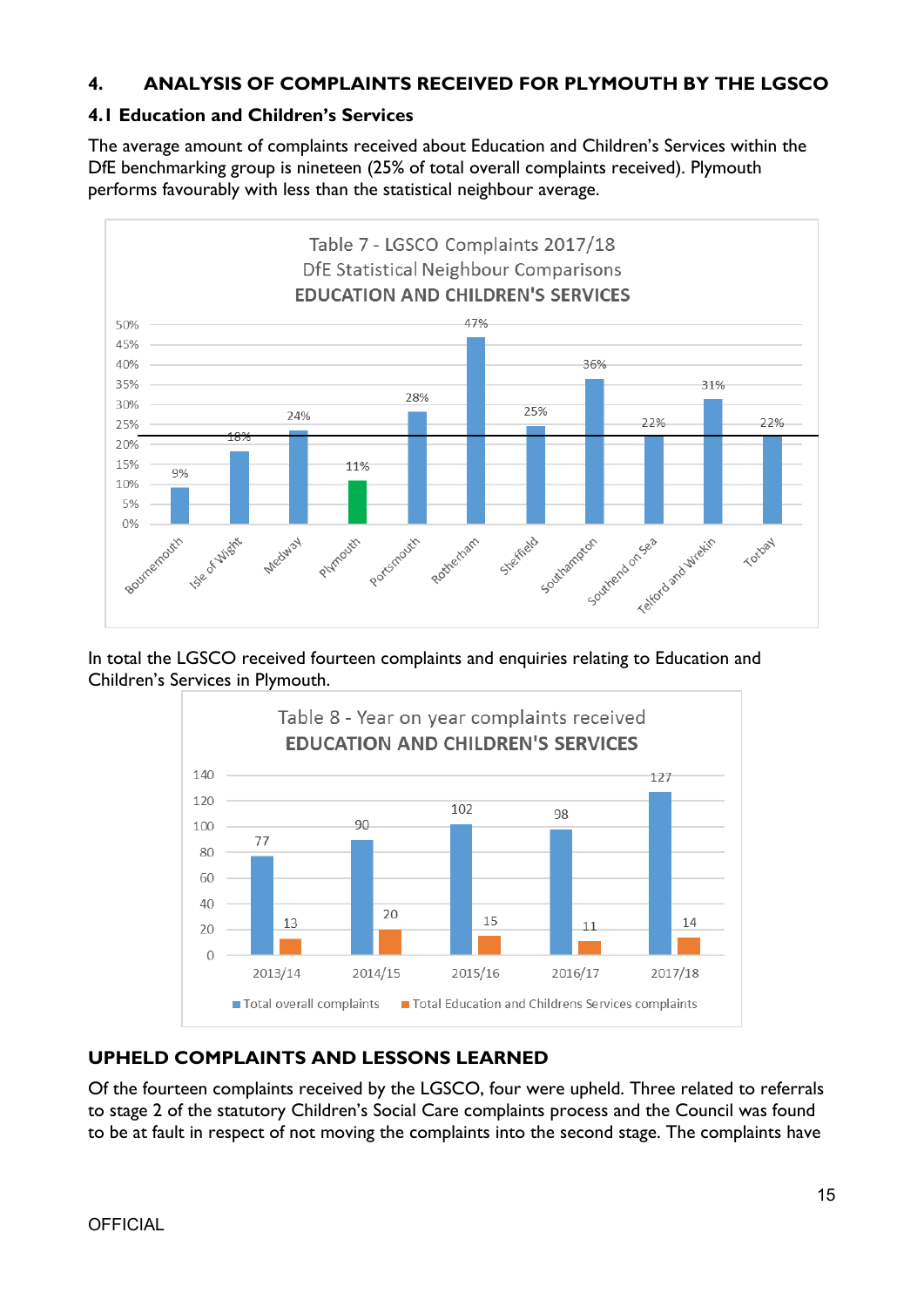## 4. ANALYSIS OF COMPLAINTS RECEIVED FOR PLYMOUTH BY THE LGSCO

### 4.1 Education and Children's Services

The average amount of complaints received about Education and Children's Services within the DfE benchmarking group is nineteen (25% of total overall complaints received). Plymouth performs favourably with less than the statistical neighbour average.

**Table 7 - LGSCO Complaints 2017/18**
**DfE Statistical Neighbour Comparisons**
**EDUCATION AND CHILDREN'S SERVICES**

| Authority | % |
|---|---|
| Bournemouth | 9% |
| Isle of Wight | 18% |
| Medway | 24% |
| Plymouth | 11% |
| Portsmouth | 28% |
| Rotherham | 47% |
| Sheffield | 25% |
| Southampton | 36% |
| Southend on Sea | 22% |
| Telford and Wrekin | 31% |
| Torbay | 22% |

In total the LGSCO received fourteen complaints and enquiries relating to Education and Children's Services in Plymouth.

**Table 8 - Year on year complaints received**
**EDUCATION AND CHILDREN'S SERVICES**

| Year | Total overall complaints | Total Education and Childrens Services complaints |
|---|---|---|
| 2013/14 | 77 | 13 |
| 2014/15 | 90 | 20 |
| 2015/16 | 102 | 15 |
| 2016/17 | 98 | 11 |
| 2017/18 | 127 | 14 |

## UPHELD COMPLAINTS AND LESSONS LEARNED

Of the fourteen complaints received by the LGSCO, four were upheld. Three related to referrals to stage 2 of the statutory Children's Social Care complaints process and the Council was found to be at fault in respect of not moving the complaints into the second stage. The complaints have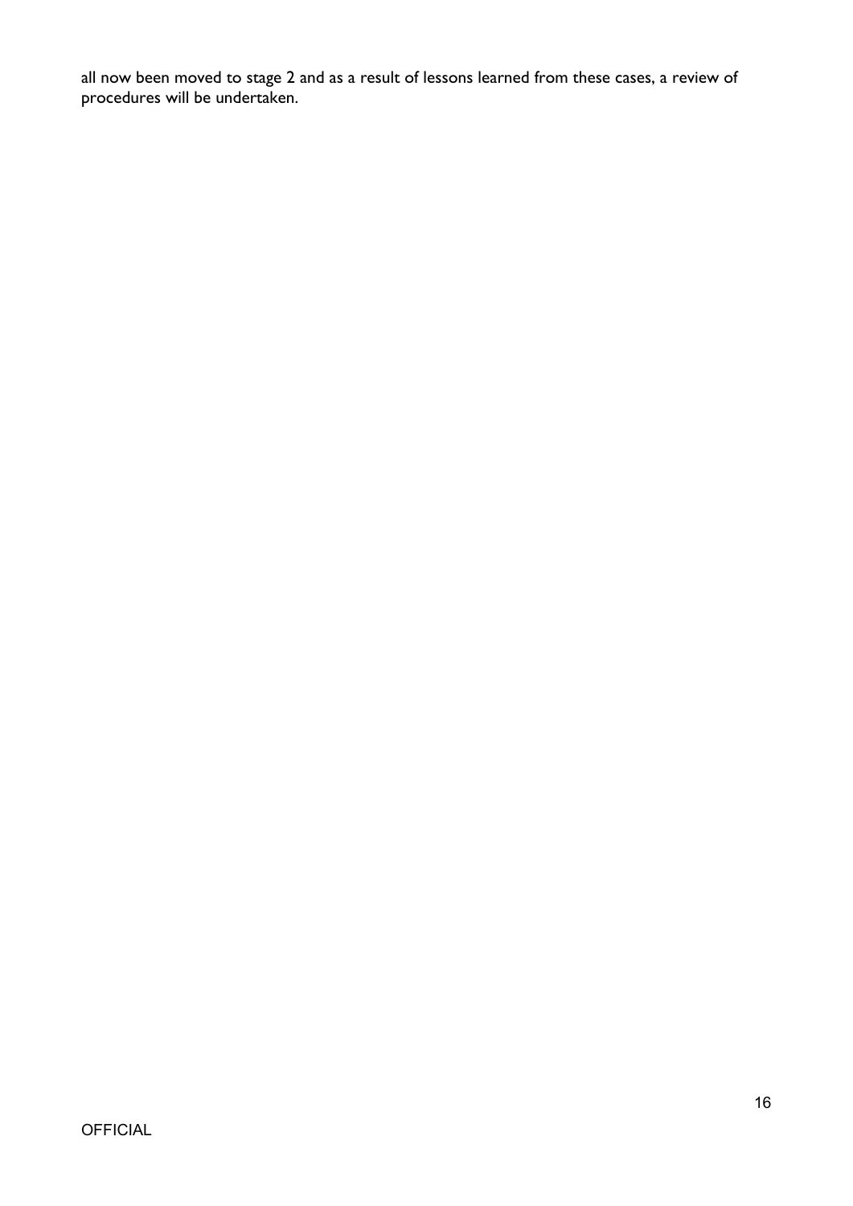all now been moved to stage 2 and as a result of lessons learned from these cases, a review of procedures will be undertaken.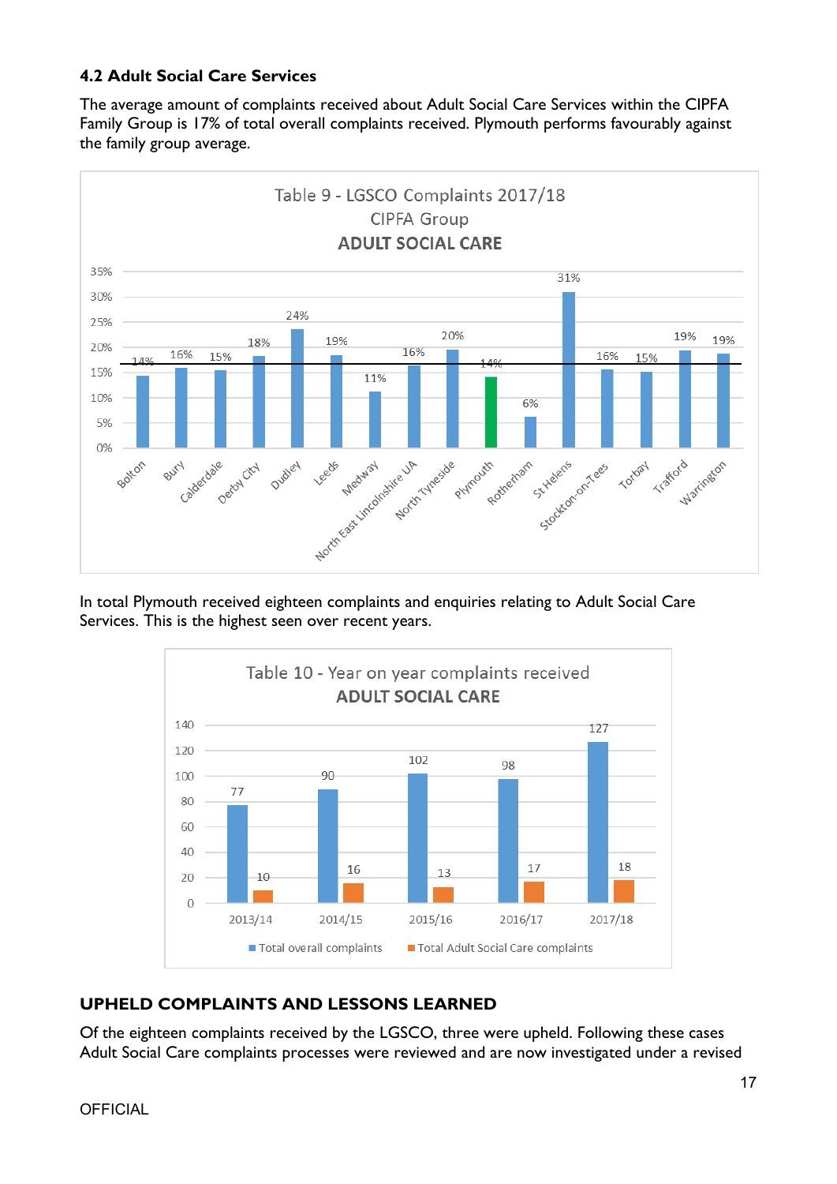### 4.2 Adult Social Care Services

The average amount of complaints received about Adult Social Care Services within the CIPFA Family Group is 17% of total overall complaints received. Plymouth performs favourably against the family group average.

**Table 9 - LGSCO Complaints 2017/18 CIPFA Group ADULT SOCIAL CARE**

| Authority | % |
|---|---|
| Bolton | 14% |
| Bury | 16% |
| Calderdale | 15% |
| Derby City | 18% |
| Dudley | 24% |
| Leeds | 19% |
| Medway | 11% |
| North East Lincolnshire UA | 16% |
| North Tyneside | 20% |
| Plymouth | 14% |
| Rotherham | 6% |
| St Helens | 31% |
| Stockton-on-Tees | 16% |
| Torbay | 15% |
| Trafford | 19% |
| Warrington | 19% |

In total Plymouth received eighteen complaints and enquiries relating to Adult Social Care Services. This is the highest seen over recent years.

**Table 10 - Year on year complaints received ADULT SOCIAL CARE**

| Year | Total overall complaints | Total Adult Social Care complaints |
|---|---|---|
| 2013/14 | 77 | 10 |
| 2014/15 | 90 | 16 |
| 2015/16 | 102 | 13 |
| 2016/17 | 98 | 17 |
| 2017/18 | 127 | 18 |

## UPHELD COMPLAINTS AND LESSONS LEARNED

Of the eighteen complaints received by the LGSCO, three were upheld. Following these cases Adult Social Care complaints processes were reviewed and are now investigated under a revised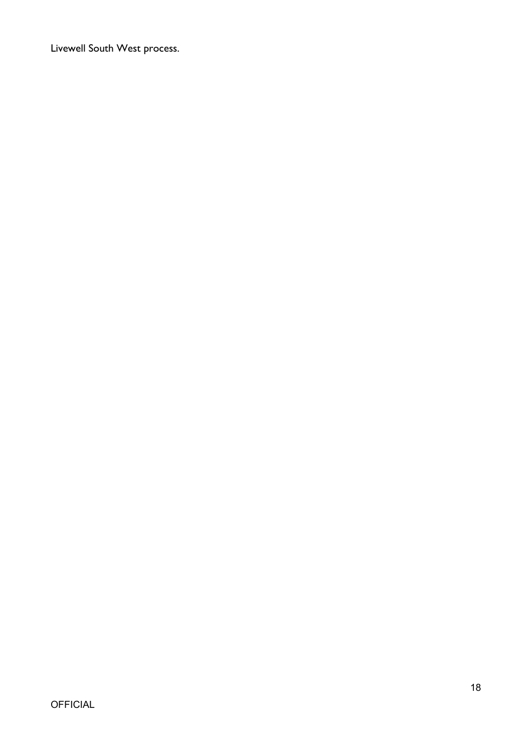Livewell South West process.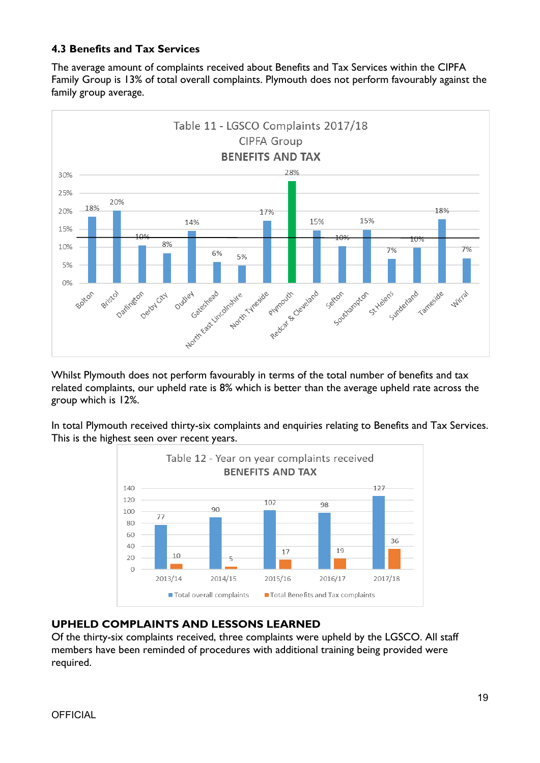### 4.3 Benefits and Tax Services

The average amount of complaints received about Benefits and Tax Services within the CIPFA Family Group is 13% of total overall complaints. Plymouth does not perform favourably against the family group average.

Table 11 - LGSCO Complaints 2017/18
CIPFA Group
BENEFITS AND TAX

| Authority | % |
|---|---|
| Bolton | 18% |
| Bristol | 20% |
| Darlington | 10% |
| Derby City | 8% |
| Dudley | 14% |
| Gateshead | 6% |
| North East Lincolnshire | 5% |
| North Tyneside | 17% |
| Plymouth | 28% |
| Redcar & Cleveland | 15% |
| Sefton | 10% |
| Southampton | 15% |
| St Helens | 7% |
| Sunderland | 10% |
| Tameside | 18% |
| Wirral | 7% |

Whilst Plymouth does not perform favourably in terms of the total number of benefits and tax related complaints, our upheld rate is 8% which is better than the average upheld rate across the group which is 12%.

In total Plymouth received thirty-six complaints and enquiries relating to Benefits and Tax Services. This is the highest seen over recent years.

Table 12 - Year on year complaints received
BENEFITS AND TAX

| Year | Total overall complaints | Total Benefits and Tax complaints |
|---|---|---|
| 2013/14 | 77 | 10 |
| 2014/15 | 90 | 5 |
| 2015/16 | 102 | 17 |
| 2016/17 | 98 | 19 |
| 2017/18 | 127 | 36 |

## UPHELD COMPLAINTS AND LESSONS LEARNED

Of the thirty-six complaints received, three complaints were upheld by the LGSCO. All staff members have been reminded of procedures with additional training being provided were required.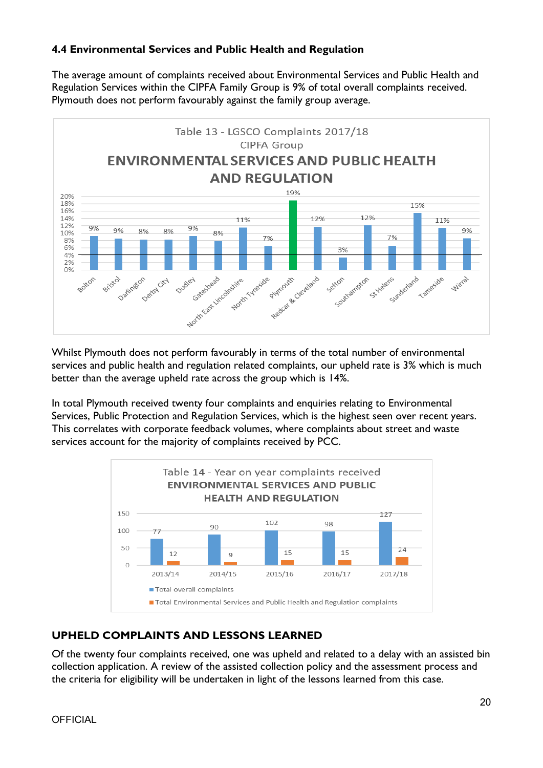#### 4.4 Environmental Services and Public Health and Regulation

The average amount of complaints received about Environmental Services and Public Health and Regulation Services within the CIPFA Family Group is 9% of total overall complaints received. Plymouth does not perform favourably against the family group average.

Table 13 - LGSCO Complaints 2017/18
CIPFA Group
ENVIRONMENTAL SERVICES AND PUBLIC HEALTH AND REGULATION

| Authority | % |
|---|---|
| Bolton | 9% |
| Bristol | 9% |
| Darlington | 8% |
| Derby City | 8% |
| Dudley | 9% |
| Gateshead | 8% |
| North East Lincolnshire | 11% |
| North Tyneside | 7% |
| Plymouth | 19% |
| Redcar & Cleveland | 12% |
| Sefton | 3% |
| Southampton | 12% |
| St Helens | 7% |
| Sunderland | 15% |
| Tameside | 11% |
| Wirral | 9% |

Whilst Plymouth does not perform favourably in terms of the total number of environmental services and public health and regulation related complaints, our upheld rate is 3% which is much better than the average upheld rate across the group which is 14%.

In total Plymouth received twenty four complaints and enquiries relating to Environmental Services, Public Protection and Regulation Services, which is the highest seen over recent years. This correlates with corporate feedback volumes, where complaints about street and waste services account for the majority of complaints received by PCC.

Table 14 - Year on year complaints received
ENVIRONMENTAL SERVICES AND PUBLIC HEALTH AND REGULATION

| Year | Total overall complaints | Total Environmental Services and Public Health and Regulation complaints |
|---|---|---|
| 2013/14 | 77 | 12 |
| 2014/15 | 90 | 9 |
| 2015/16 | 102 | 15 |
| 2016/17 | 98 | 15 |
| 2017/18 | 127 | 24 |

### UPHELD COMPLAINTS AND LESSONS LEARNED

Of the twenty four complaints received, one was upheld and related to a delay with an assisted bin collection application. A review of the assisted collection policy and the assessment process and the criteria for eligibility will be undertaken in light of the lessons learned from this case.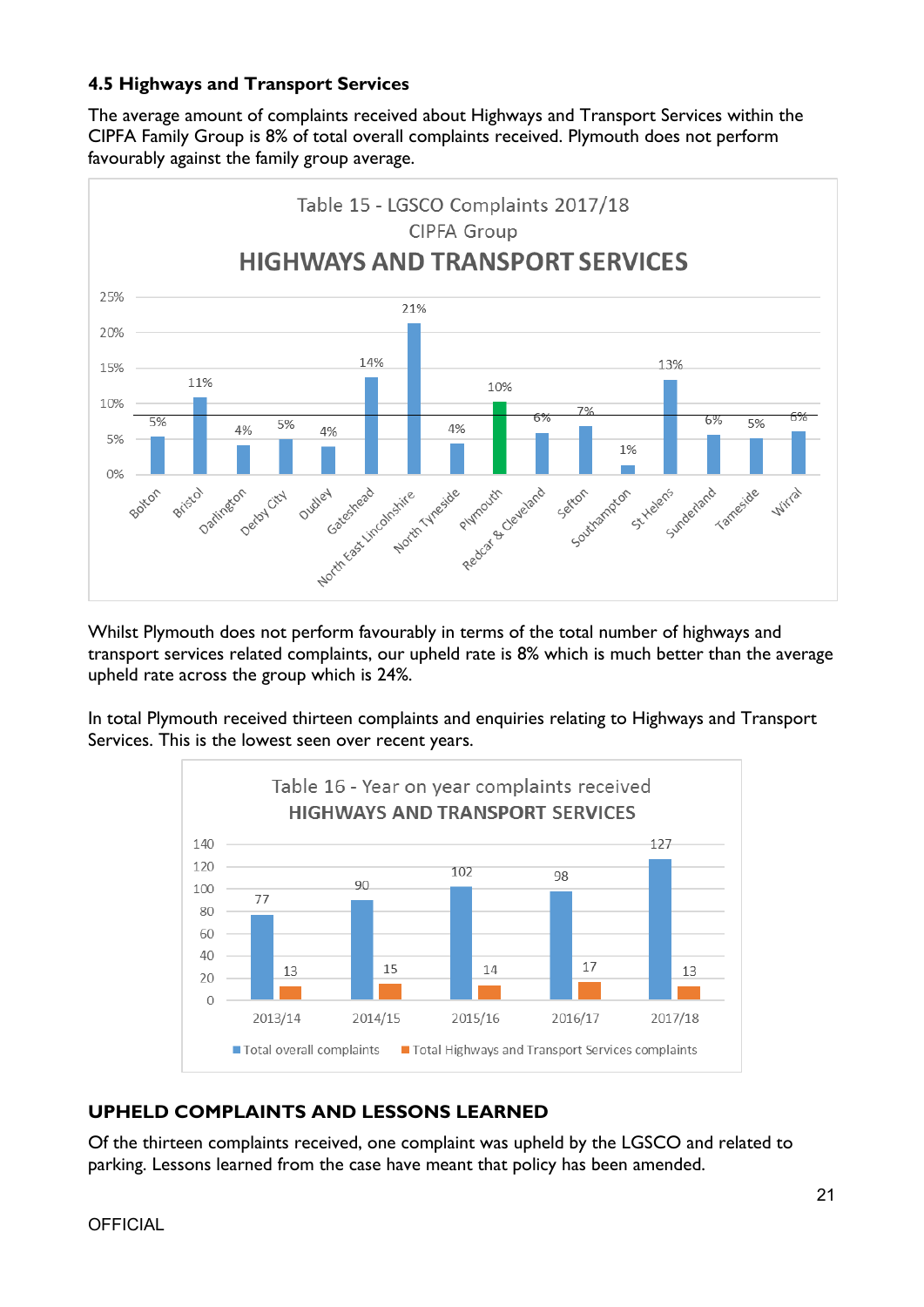### 4.5 Highways and Transport Services

The average amount of complaints received about Highways and Transport Services within the CIPFA Family Group is 8% of total overall complaints received. Plymouth does not perform favourably against the family group average.

Table 15 - LGSCO Complaints 2017/18
CIPFA Group
HIGHWAYS AND TRANSPORT SERVICES

| Authority | % |
|---|---|
| Bolton | 5% |
| Bristol | 11% |
| Darlington | 4% |
| Derby City | 5% |
| Dudley | 4% |
| Gateshead | 14% |
| North East Lincolnshire | 21% |
| North Tyneside | 4% |
| Plymouth | 10% |
| Redcar & Cleveland | 6% |
| Sefton | 7% |
| Southampton | 1% |
| St Helens | 13% |
| Sunderland | 6% |
| Tameside | 5% |
| Wirral | 6% |

Whilst Plymouth does not perform favourably in terms of the total number of highways and transport services related complaints, our upheld rate is 8% which is much better than the average upheld rate across the group which is 24%.

In total Plymouth received thirteen complaints and enquiries relating to Highways and Transport Services. This is the lowest seen over recent years.

Table 16 - Year on year complaints received
HIGHWAYS AND TRANSPORT SERVICES

| Year | Total overall complaints | Total Highways and Transport Services complaints |
|---|---|---|
| 2013/14 | 77 | 13 |
| 2014/15 | 90 | 15 |
| 2015/16 | 102 | 14 |
| 2016/17 | 98 | 17 |
| 2017/18 | 127 | 13 |

## UPHELD COMPLAINTS AND LESSONS LEARNED

Of the thirteen complaints received, one complaint was upheld by the LGSCO and related to parking. Lessons learned from the case have meant that policy has been amended.

OFFICIAL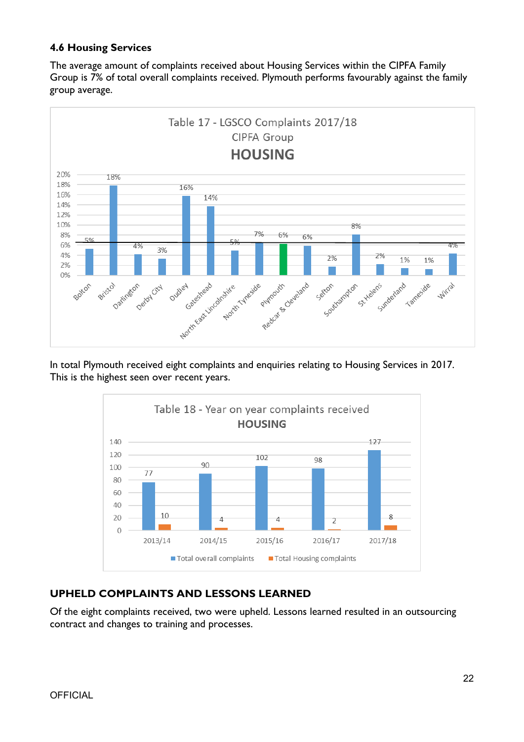### 4.6 Housing Services

The average amount of complaints received about Housing Services within the CIPFA Family Group is 7% of total overall complaints received. Plymouth performs favourably against the family group average.

Table 17 - LGSCO Complaints 2017/18
CIPFA Group
**HOUSING**

| Authority | % |
|---|---|
| Bolton | 5% |
| Bristol | 18% |
| Darlington | 4% |
| Derby City | 3% |
| Dudley | 16% |
| Gateshead | 14% |
| North East Lincolnshire | 5% |
| North Tyneside | 7% |
| Plymouth | 6% |
| Redcar & Cleveland | 6% |
| Sefton | 2% |
| Southampton | 8% |
| St Helens | 2% |
| Sunderland | 1% |
| Tameside | 1% |
| Wirral | 4% |

In total Plymouth received eight complaints and enquiries relating to Housing Services in 2017. This is the highest seen over recent years.

Table 18 - Year on year complaints received
**HOUSING**

| | 2013/14 | 2014/15 | 2015/16 | 2016/17 | 2017/18 |
|---|---|---|---|---|---|
| Total overall complaints | 77 | 90 | 102 | 98 | 127 |
| Total Housing complaints | 10 | 4 | 4 | 2 | 8 |

**UPHELD COMPLAINTS AND LESSONS LEARNED**

Of the eight complaints received, two were upheld. Lessons learned resulted in an outsourcing contract and changes to training and processes.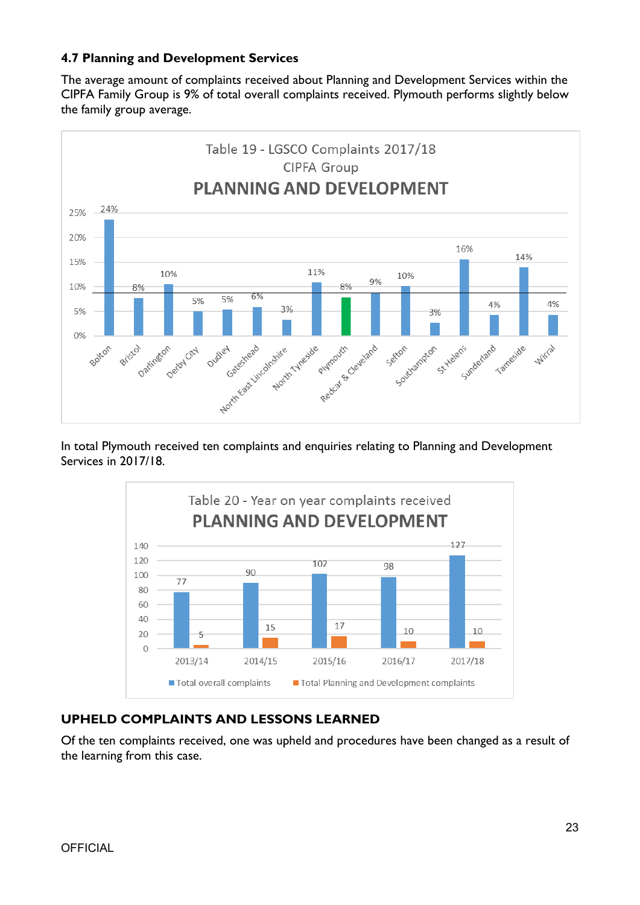### 4.7 Planning and Development Services

The average amount of complaints received about Planning and Development Services within the CIPFA Family Group is 9% of total overall complaints received. Plymouth performs slightly below the family group average.

Table 19 - LGSCO Complaints 2017/18
CIPFA Group
PLANNING AND DEVELOPMENT

| Authority | % |
|---|---|
| Bolton | 24% |
| Bristol | 8% |
| Darlington | 10% |
| Derby City | 5% |
| Dudley | 5% |
| Gateshead | 6% |
| North East Lincolnshire | 3% |
| North Tyneside | 11% |
| Plymouth | 8% |
| Redcar & Cleveland | 9% |
| Sefton | 10% |
| Southampton | 3% |
| St Helens | 16% |
| Sunderland | 4% |
| Tameside | 14% |
| Wirral | 4% |

In total Plymouth received ten complaints and enquiries relating to Planning and Development Services in 2017/18.

Table 20 - Year on year complaints received
PLANNING AND DEVELOPMENT

| Year | Total overall complaints | Total Planning and Development complaints |
|---|---|---|
| 2013/14 | 77 | 5 |
| 2014/15 | 90 | 15 |
| 2015/16 | 102 | 17 |
| 2016/17 | 98 | 10 |
| 2017/18 | 127 | 10 |

## UPHELD COMPLAINTS AND LESSONS LEARNED

Of the ten complaints received, one was upheld and procedures have been changed as a result of the learning from this case.

OFFICIAL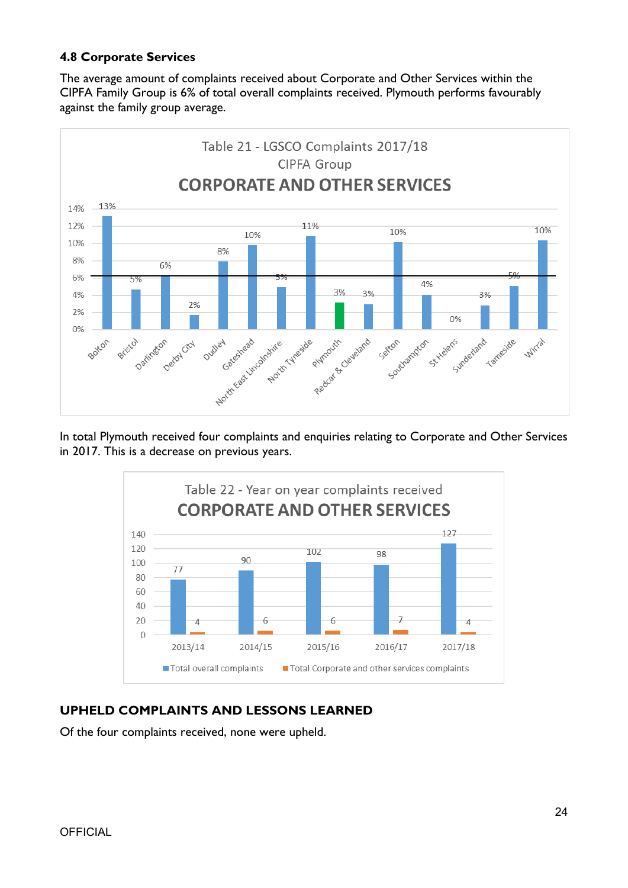#### 4.8 Corporate Services

The average amount of complaints received about Corporate and Other Services within the CIPFA Family Group is 6% of total overall complaints received. Plymouth performs favourably against the family group average.

Table 21 - LGSCO Complaints 2017/18 CIPFA Group

CORPORATE AND OTHER SERVICES

| Authority | % |
|---|---|
| Bolton | 13% |
| Bristol | 5% |
| Darlington | 6% |
| Derby City | 2% |
| Dudley | 8% |
| Gateshead | 10% |
| North East Lincolnshire | 5% |
| North Tyneside | 11% |
| Plymouth | 3% |
| Redcar & Cleveland | 3% |
| Sefton | 10% |
| Southampton | 4% |
| St Helens | 0% |
| Sunderland | 3% |
| Tameside | 5% |
| Wirral | 10% |

In total Plymouth received four complaints and enquiries relating to Corporate and Other Services in 2017. This is a decrease on previous years.

Table 22 - Year on year complaints received

CORPORATE AND OTHER SERVICES

| | 2013/14 | 2014/15 | 2015/16 | 2016/17 | 2017/18 |
|---|---|---|---|---|---|
| Total overall complaints | 77 | 90 | 102 | 98 | 127 |
| Total Corporate and other services complaints | 4 | 6 | 6 | 7 | 4 |

### UPHELD COMPLAINTS AND LESSONS LEARNED

Of the four complaints received, none were upheld.

OFFICIAL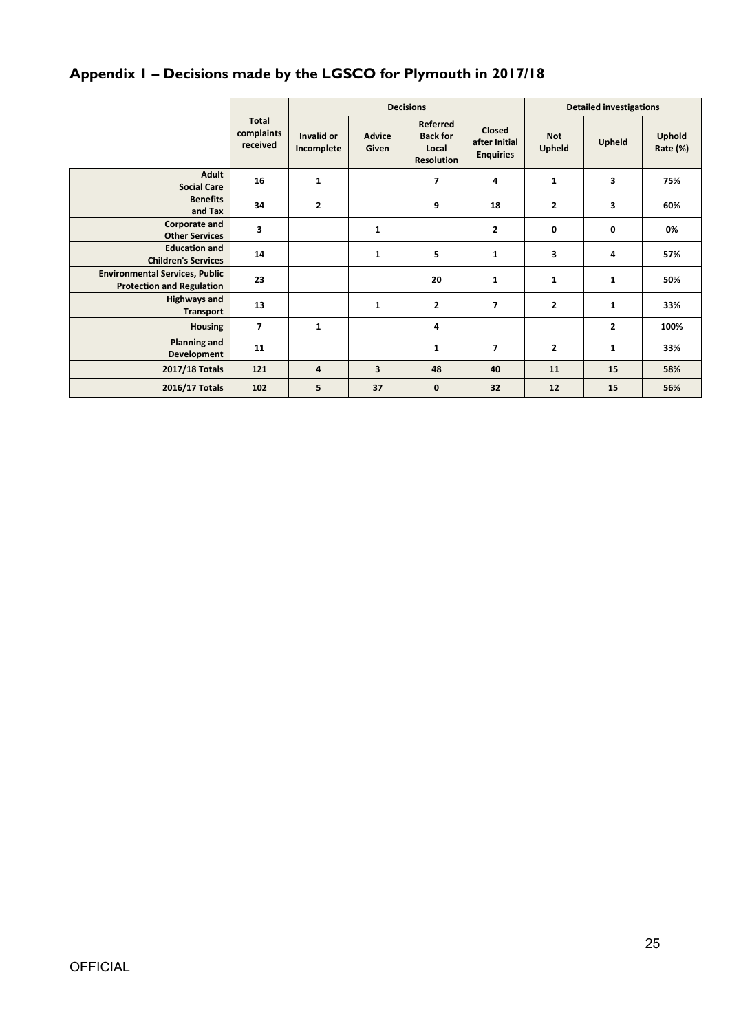## Appendix 1 – Decisions made by the LGSCO for Plymouth in 2017/18

| | Total complaints received | Decisions | | | | Detailed investigations | | |
|---|---|---|---|---|---|---|---|---|
| | | Invalid or Incomplete | Advice Given | Referred Back for Local Resolution | Closed after Initial Enquiries | Not Upheld | Upheld | Uphold Rate (%) |
| **Adult Social Care** | 16 | 1 | | 7 | 4 | 1 | 3 | 75% |
| **Benefits and Tax** | 34 | 2 | | 9 | 18 | 2 | 3 | 60% |
| **Corporate and Other Services** | 3 | | 1 | | 2 | 0 | 0 | 0% |
| **Education and Children's Services** | 14 | | 1 | 5 | 1 | 3 | 4 | 57% |
| **Environmental Services, Public Protection and Regulation** | 23 | | | 20 | 1 | 1 | 1 | 50% |
| **Highways and Transport** | 13 | | 1 | 2 | 7 | 2 | 1 | 33% |
| **Housing** | 7 | 1 | | 4 | | | 2 | 100% |
| **Planning and Development** | 11 | | | 1 | 7 | 2 | 1 | 33% |
| **2017/18 Totals** | 121 | 4 | 3 | 48 | 40 | 11 | 15 | 58% |
| **2016/17 Totals** | 102 | 5 | 37 | 0 | 32 | 12 | 15 | 56% |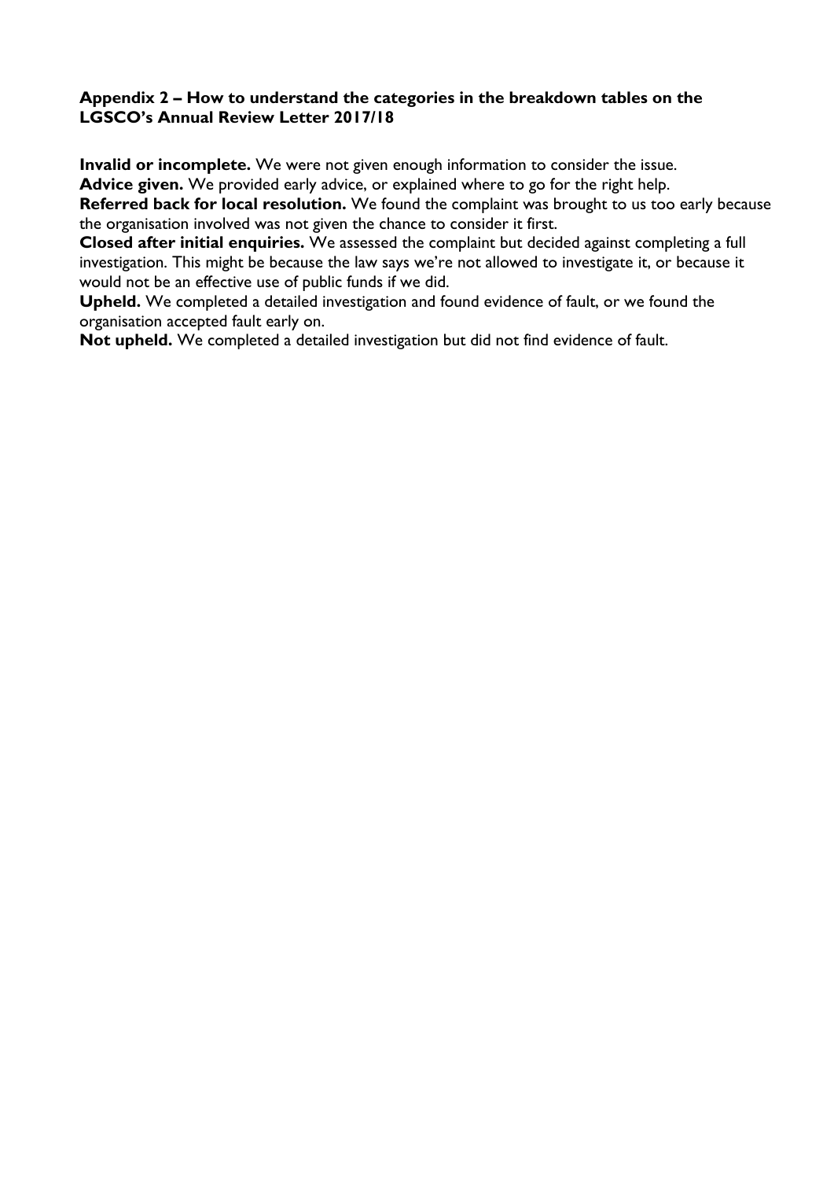## Appendix 2 – How to understand the categories in the breakdown tables on the LGSCO's Annual Review Letter 2017/18

**Invalid or incomplete.** We were not given enough information to consider the issue.

**Advice given.** We provided early advice, or explained where to go for the right help.

**Referred back for local resolution.** We found the complaint was brought to us too early because the organisation involved was not given the chance to consider it first.

**Closed after initial enquiries.** We assessed the complaint but decided against completing a full investigation. This might be because the law says we're not allowed to investigate it, or because it would not be an effective use of public funds if we did.

**Upheld.** We completed a detailed investigation and found evidence of fault, or we found the organisation accepted fault early on.

**Not upheld.** We completed a detailed investigation but did not find evidence of fault.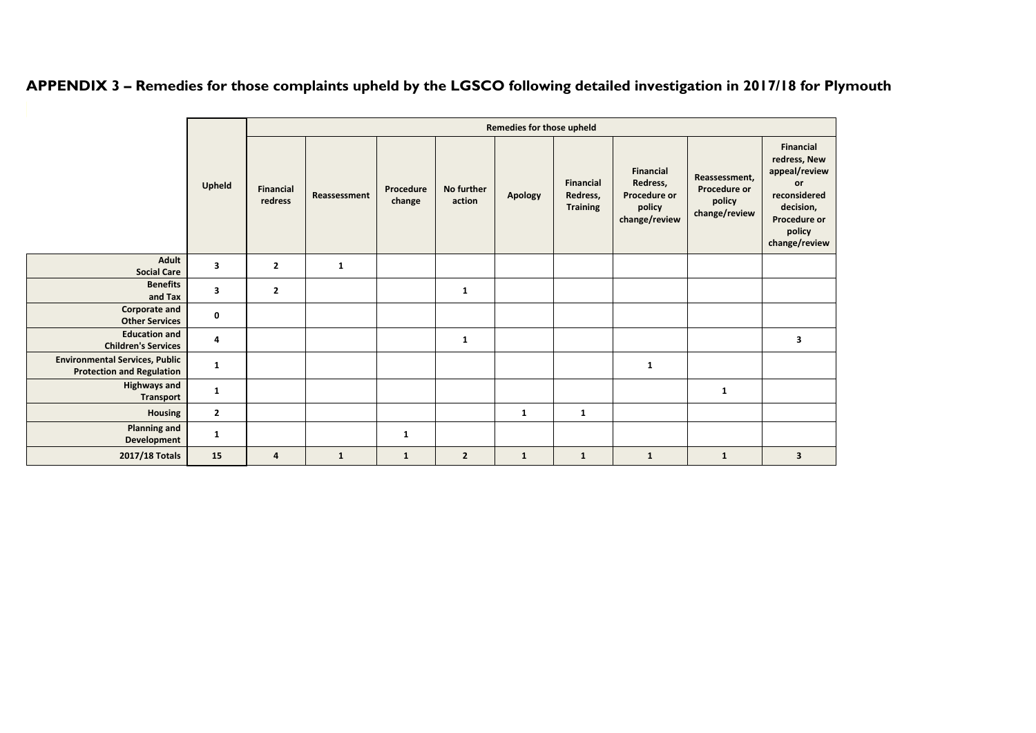## APPENDIX 3 – Remedies for those complaints upheld by the LGSCO following detailed investigation in 2017/18 for Plymouth

| | Upheld | Remedies for those upheld | | | | | | | | |
|---|---|---|---|---|---|---|---|---|---|---|
| | | Financial redress | Reassessment | Procedure change | No further action | Apology | Financial Redress, Training | Financial Redress, Procedure or policy change/review | Reassessment, Procedure or policy change/review | Financial redress, New appeal/review or reconsidered decision, Procedure or policy change/review |
| Adult Social Care | 3 | 2 | 1 | | | | | | | |
| Benefits and Tax | 3 | 2 | | | 1 | | | | | |
| Corporate and Other Services | 0 | | | | | | | | | |
| Education and Children's Services | 4 | | | | 1 | | | | | 3 |
| Environmental Services, Public Protection and Regulation | 1 | | | | | | | 1 | | |
| Highways and Transport | 1 | | | | | | | | 1 | |
| Housing | 2 | | | | | 1 | 1 | | | |
| Planning and Development | 1 | | | 1 | | | | | | |
| 2017/18 Totals | 15 | 4 | 1 | 1 | 2 | 1 | 1 | 1 | 1 | 3 |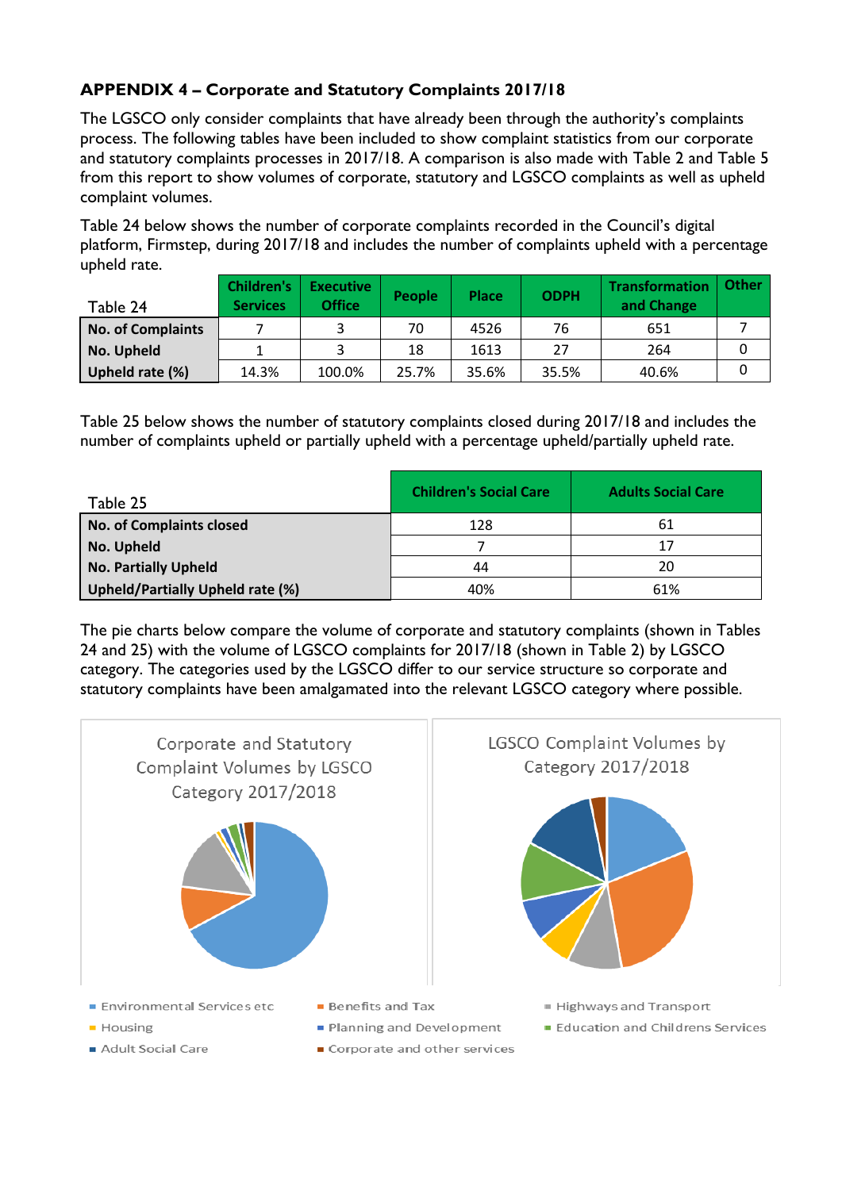## APPENDIX 4 – Corporate and Statutory Complaints 2017/18

The LGSCO only consider complaints that have already been through the authority's complaints process. The following tables have been included to show complaint statistics from our corporate and statutory complaints processes in 2017/18. A comparison is also made with Table 2 and Table 5 from this report to show volumes of corporate, statutory and LGSCO complaints as well as upheld complaint volumes.

Table 24 below shows the number of corporate complaints recorded in the Council's digital platform, Firmstep, during 2017/18 and includes the number of complaints upheld with a percentage upheld rate.

| Table 24 | Children's Services | Executive Office | People | Place | ODPH | Transformation and Change | Other |
|---|---|---|---|---|---|---|---|
| No. of Complaints | 7 | 3 | 70 | 4526 | 76 | 651 | 7 |
| No. Upheld | 1 | 3 | 18 | 1613 | 27 | 264 | 0 |
| Upheld rate (%) | 14.3% | 100.0% | 25.7% | 35.6% | 35.5% | 40.6% | 0 |

Table 25 below shows the number of statutory complaints closed during 2017/18 and includes the number of complaints upheld or partially upheld with a percentage upheld/partially upheld rate.

| Table 25 | Children's Social Care | Adults Social Care |
|---|---|---|
| No. of Complaints closed | 128 | 61 |
| No. Upheld | 7 | 17 |
| No. Partially Upheld | 44 | 20 |
| Upheld/Partially Upheld rate (%) | 40% | 61% |

The pie charts below compare the volume of corporate and statutory complaints (shown in Tables 24 and 25) with the volume of LGSCO complaints for 2017/18 (shown in Table 2) by LGSCO category. The categories used by the LGSCO differ to our service structure so corporate and statutory complaints have been amalgamated into the relevant LGSCO category where possible.

Corporate and Statutory Complaint Volumes by LGSCO Category 2017/2018

LGSCO Complaint Volumes by Category 2017/2018

Environmental Services etc · Benefits and Tax · Highways and Transport · Housing · Planning and Development · Education and Childrens Services · Adult Social Care · Corporate and other services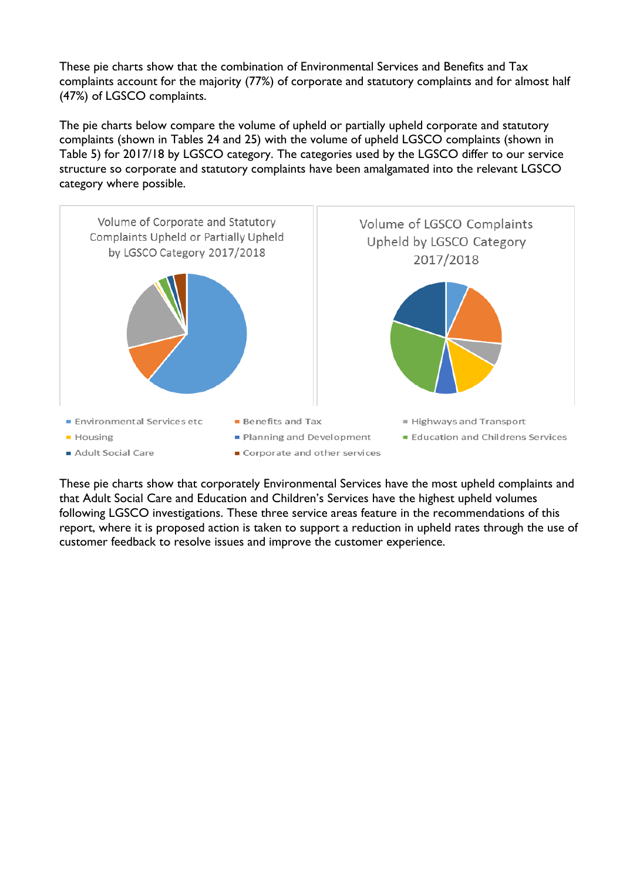These pie charts show that the combination of Environmental Services and Benefits and Tax complaints account for the majority (77%) of corporate and statutory complaints and for almost half (47%) of LGSCO complaints.

The pie charts below compare the volume of upheld or partially upheld corporate and statutory complaints (shown in Tables 24 and 25) with the volume of upheld LGSCO complaints (shown in Table 5) for 2017/18 by LGSCO category. The categories used by the LGSCO differ to our service structure so corporate and statutory complaints have been amalgamated into the relevant LGSCO category where possible.

Volume of Corporate and Statutory Complaints Upheld or Partially Upheld by LGSCO Category 2017/2018

Volume of LGSCO Complaints Upheld by LGSCO Category 2017/2018

Environmental Services etc
Benefits and Tax
Highways and Transport
Housing
Planning and Development
Education and Childrens Services
Adult Social Care
Corporate and other services

These pie charts show that corporately Environmental Services have the most upheld complaints and that Adult Social Care and Education and Children's Services have the highest upheld volumes following LGSCO investigations. These three service areas feature in the recommendations of this report, where it is proposed action is taken to support a reduction in upheld rates through the use of customer feedback to resolve issues and improve the customer experience.